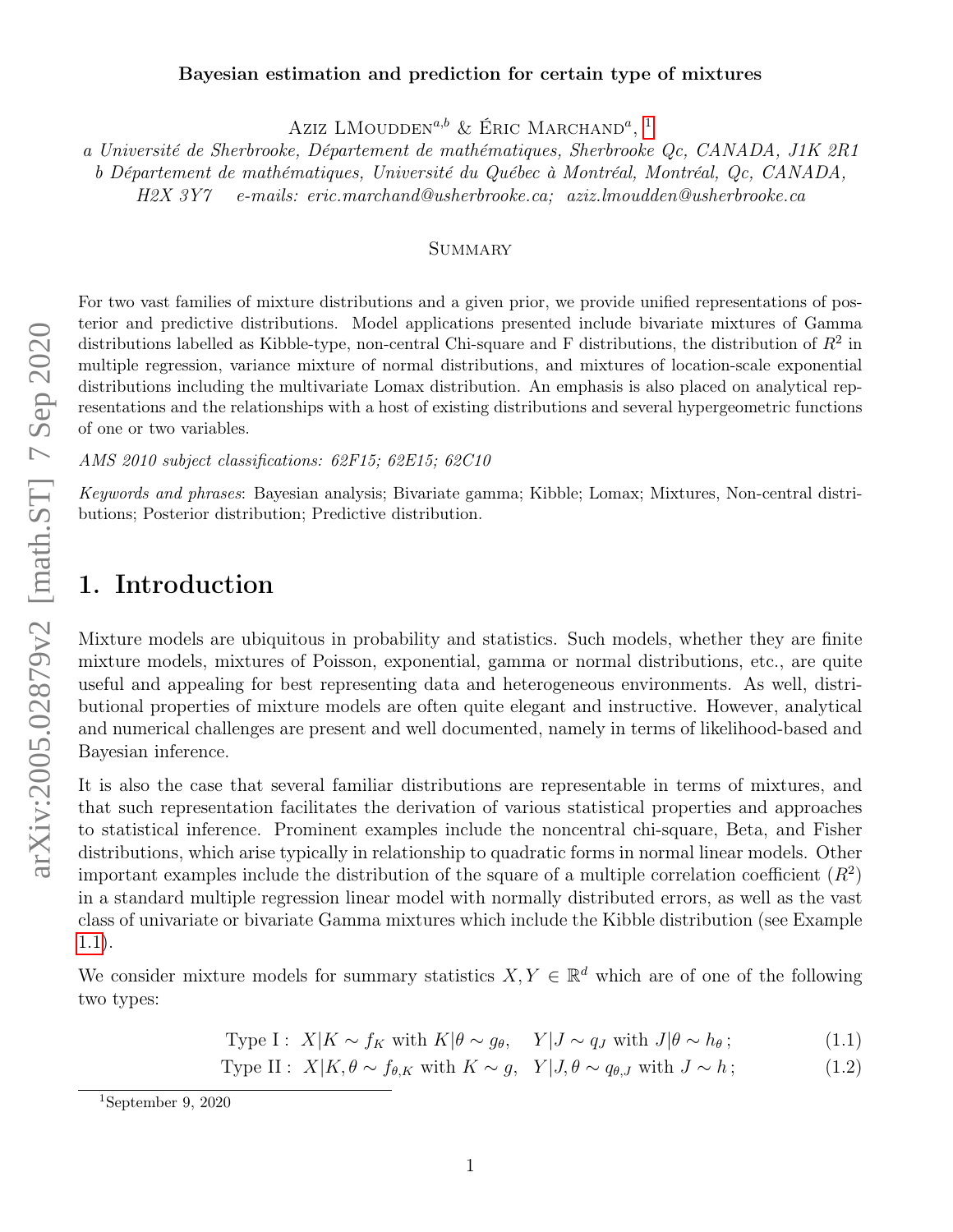# Bayesian estimation and prediction for certain type of mixtures

Aziz LMoudden[a,b] & Éric Marchand[a], [1]

*a Université de Sherbrooke, Département de mathématiques, Sherbrooke Qc, CANADA, J1K 2R1*
*b Département de mathématiques, Université du Québec à Montréal, Montréal, Qc, CANADA, H2X 3Y7 e-mails: eric.marchand@usherbrooke.ca; aziz.lmoudden@usherbrooke.ca*

## Summary

For two vast families of mixture distributions and a given prior, we provide unified representations of posterior and predictive distributions. Model applications presented include bivariate mixtures of Gamma distributions labelled as Kibble-type, non-central Chi-square and F distributions, the distribution of $R^2$ in multiple regression, variance mixture of normal distributions, and mixtures of location-scale exponential distributions including the multivariate Lomax distribution. An emphasis is also placed on analytical representations and the relationships with a host of existing distributions and several hypergeometric functions of one or two variables.

*AMS 2010 subject classifications: 62F15; 62E15; 62C10*

*Keywords and phrases*: Bayesian analysis; Bivariate gamma; Kibble; Lomax; Mixtures, Non-central distributions; Posterior distribution; Predictive distribution.

## 1. Introduction

Mixture models are ubiquitous in probability and statistics. Such models, whether they are finite mixture models, mixtures of Poisson, exponential, gamma or normal distributions, etc., are quite useful and appealing for best representing data and heterogeneous environments. As well, distributional properties of mixture models are often quite elegant and instructive. However, analytical and numerical challenges are present and well documented, namely in terms of likelihood-based and Bayesian inference.

It is also the case that several familiar distributions are representable in terms of mixtures, and that such representation facilitates the derivation of various statistical properties and approaches to statistical inference. Prominent examples include the noncentral chi-square, Beta, and Fisher distributions, which arise typically in relationship to quadratic forms in normal linear models. Other important examples include the distribution of the square of a multiple correlation coefficient ($R^2$) in a standard multiple regression linear model with normally distributed errors, as well as the vast class of univariate or bivariate Gamma mixtures which include the Kibble distribution (see Example 1.1).

We consider mixture models for summary statistics $X, Y \in \mathbb{R}^d$ which are of one of the following two types:

$$\text{Type I}: \quad X|K \sim f_K \text{ with } K|\theta \sim g_\theta, \quad Y|J \sim q_J \text{ with } J|\theta \sim h_\theta\,; \tag{1.1}$$

$$\text{Type II}: \quad X|K, \theta \sim f_{\theta,K} \text{ with } K \sim g, \quad Y|J, \theta \sim q_{\theta,J} \text{ with } J \sim h\,; \tag{1.2}$$

[1] September 9, 2020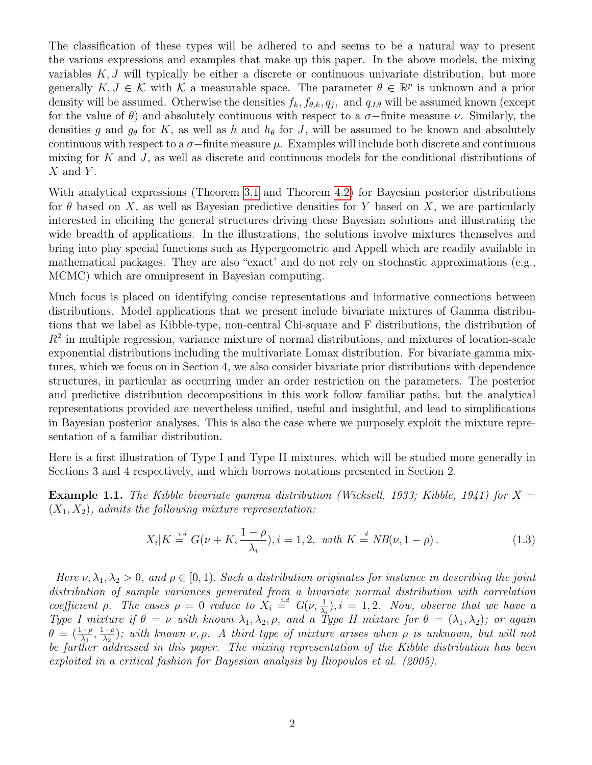The classification of these types will be adhered to and seems to be a natural way to present the various expressions and examples that make up this paper. In the above models, the mixing variables $K, J$ will typically be either a discrete or continuous univariate distribution, but more generally $K, J \in \mathcal{K}$ with $\mathcal{K}$ a measurable space. The parameter $\theta \in \mathbb{R}^p$ is unknown and a prior density will be assumed. Otherwise the densities $f_k, f_{\theta,k}, q_j,$ and $q_{J,\theta}$ will be assumed known (except for the value of $\theta$) and absolutely continuous with respect to a $\sigma-$finite measure $\nu$. Similarly, the densities $g$ and $g_\theta$ for $K$, as well as $h$ and $h_\theta$ for $J$, will be assumed to be known and absolutely continuous with respect to a $\sigma-$finite measure $\mu$. Examples will include both discrete and continuous mixing for $K$ and $J$, as well as discrete and continuous models for the conditional distributions of $X$ and $Y$.

With analytical expressions (Theorem 3.1 and Theorem 4.2) for Bayesian posterior distributions for $\theta$ based on $X$, as well as Bayesian predictive densities for $Y$ based on $X$, we are particularly interested in eliciting the general structures driving these Bayesian solutions and illustrating the wide breadth of applications. In the illustrations, the solutions involve mixtures themselves and bring into play special functions such as Hypergeometric and Appell which are readily available in mathematical packages. They are also "exact' and do not rely on stochastic approximations (e.g., MCMC) which are omnipresent in Bayesian computing.

Much focus is placed on identifying concise representations and informative connections between distributions. Model applications that we present include bivariate mixtures of Gamma distributions that we label as Kibble-type, non-central Chi-square and F distributions, the distribution of $R^2$ in multiple regression, variance mixture of normal distributions, and mixtures of location-scale exponential distributions including the multivariate Lomax distribution. For bivariate gamma mixtures, which we focus on in Section 4, we also consider bivariate prior distributions with dependence structures, in particular as occurring under an order restriction on the parameters. The posterior and predictive distribution decompositions in this work follow familiar paths, but the analytical representations provided are nevertheless unified, useful and insightful, and lead to simplifications in Bayesian posterior analyses. This is also the case where we purposely exploit the mixture representation of a familiar distribution.

Here is a first illustration of Type I and Type II mixtures, which will be studied more generally in Sections 3 and 4 respectively, and which borrows notations presented in Section 2.

**Example 1.1.** *The Kibble bivariate gamma distribution (Wicksell, 1933; Kibble, 1941) for $X = (X_1, X_2)$, admits the following mixture representation:*

$$X_i|K \stackrel{i.d}{=} G(\nu + K, \frac{1-\rho}{\lambda_i}), i = 1, 2, \text{ with } K \stackrel{d}{=} NB(\nu, 1-\rho)\,. \tag{1.3}$$

*Here $\nu, \lambda_1, \lambda_2 > 0$, and $\rho \in [0, 1)$. Such a distribution originates for instance in describing the joint distribution of sample variances generated from a bivariate normal distribution with correlation coefficient $\rho$. The cases $\rho = 0$ reduce to $X_i \stackrel{i.d}{=} G(\nu, \frac{1}{\lambda_i}), i = 1, 2$. Now, observe that we have a Type I mixture if $\theta = \nu$ with known $\lambda_1, \lambda_2, \rho$, and a Type II mixture for $\theta = (\lambda_1, \lambda_2)$; or again $\theta = (\frac{1-\rho}{\lambda_1}, \frac{1-\rho}{\lambda_2})$; with known $\nu, \rho$. A third type of mixture arises when $\rho$ is unknown, but will not be further addressed in this paper. The mixing representation of the Kibble distribution has been exploited in a critical fashion for Bayesian analysis by Iliopoulos et al. (2005).*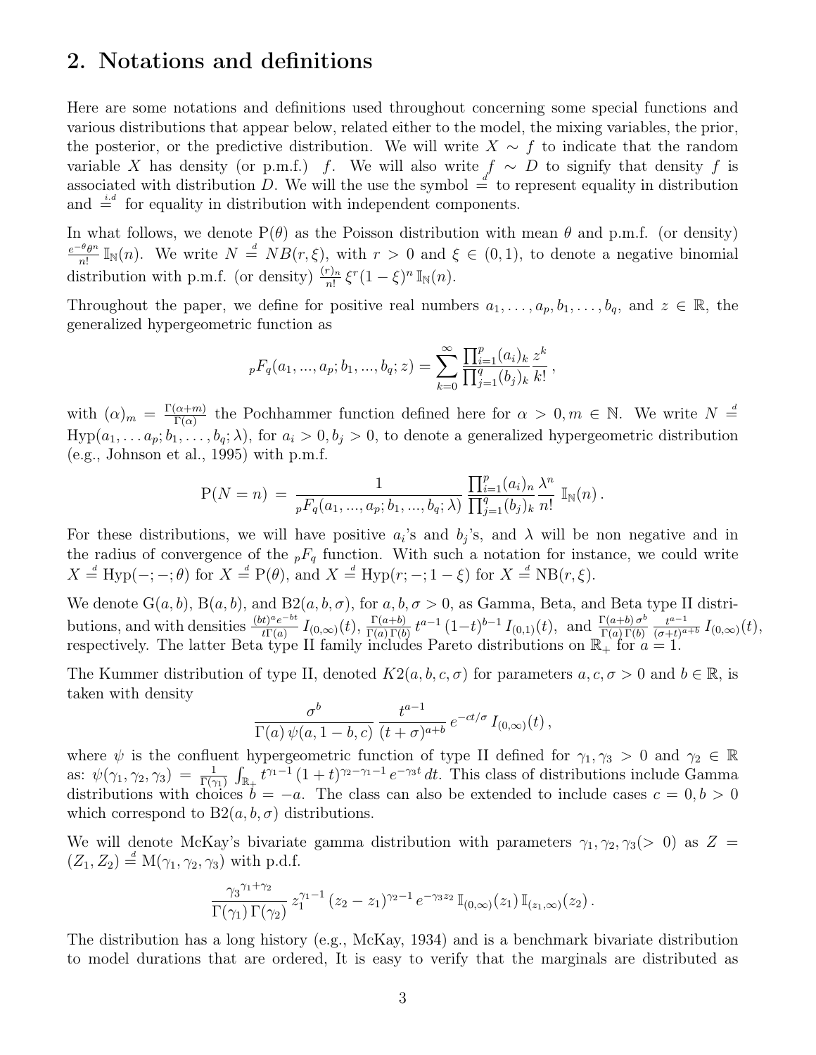## 2. Notations and definitions

Here are some notations and definitions used throughout concerning some special functions and various distributions that appear below, related either to the model, the mixing variables, the prior, the posterior, or the predictive distribution. We will write $X \sim f$ to indicate that the random variable $X$ has density (or p.m.f.) $f$. We will also write $f \overset{d}{\sim} D$ to signify that density $f$ is associated with distribution $D$. We will the use the symbol $\overset{d}{=}$ to represent equality in distribution and $\overset{i.d}{=}$ for equality in distribution with independent components.

In what follows, we denote $\mathrm{P}(\theta)$ as the Poisson distribution with mean $\theta$ and p.m.f. (or density) $\frac{e^{-\theta}\theta^n}{n!}\,\mathbb{I}_{\mathbb{N}}(n)$. We write $N \overset{d}{=} NB(r,\xi)$, with $r > 0$ and $\xi \in (0,1)$, to denote a negative binomial distribution with p.m.f. (or density) $\frac{(r)_n}{n!}\,\xi^r(1-\xi)^n\,\mathbb{I}_{\mathbb{N}}(n)$.

Throughout the paper, we define for positive real numbers $a_1,\ldots,a_p,b_1,\ldots,b_q$, and $z \in \mathbb{R}$, the generalized hypergeometric function as

$$
{}_pF_q(a_1,...,a_p;b_1,...,b_q;z) = \sum_{k=0}^{\infty} \frac{\prod_{i=1}^{p}(a_i)_k}{\prod_{j=1}^{q}(b_j)_k}\frac{z^k}{k!}\,,
$$

with $(\alpha)_m = \frac{\Gamma(\alpha+m)}{\Gamma(\alpha)}$ the Pochhammer function defined here for $\alpha > 0, m \in \mathbb{N}$. We write $N \overset{d}{=} \mathrm{Hyp}(a_1,\ldots a_p;b_1,\ldots,b_q;\lambda)$, for $a_i > 0, b_j > 0$, to denote a generalized hypergeometric distribution (e.g., Johnson et al., 1995) with p.m.f.

$$
\mathrm{P}(N=n) \,=\, \frac{1}{{}_pF_q(a_1,...,a_p;b_1,...,b_q;\lambda)}\,\frac{\prod_{i=1}^{p}(a_i)_n}{\prod_{j=1}^{q}(b_j)_k}\frac{\lambda^n}{n!}\;\mathbb{I}_{\mathbb{N}}(n)\,.
$$

For these distributions, we will have positive $a_i$'s and $b_j$'s, and $\lambda$ will be non negative and in the radius of convergence of the ${}_pF_q$ function. With such a notation for instance, we could write $X \overset{d}{=} \mathrm{Hyp}(-;-;\theta)$ for $X \overset{d}{=} \mathrm{P}(\theta)$, and $X \overset{d}{=} \mathrm{Hyp}(r;-;1-\xi)$ for $X \overset{d}{=} \mathrm{NB}(r,\xi)$.

We denote $\mathrm{G}(a,b)$, $\mathrm{B}(a,b)$, and $\mathrm{B2}(a,b,\sigma)$, for $a,b,\sigma > 0$, as Gamma, Beta, and Beta type II distributions, and with densities $\frac{(bt)^a e^{-bt}}{t\Gamma(a)}\,I_{(0,\infty)}(t)$, $\frac{\Gamma(a+b)}{\Gamma(a)\,\Gamma(b)}\,t^{a-1}\,(1-t)^{b-1}\,I_{(0,1)}(t)$, and $\frac{\Gamma(a+b)\,\sigma^b}{\Gamma(a)\,\Gamma(b)}\,\frac{t^{a-1}}{(\sigma+t)^{a+b}}\,I_{(0,\infty)}(t)$, respectively. The latter Beta type II family includes Pareto distributions on $\mathbb{R}_+$ for $a = 1$.

The Kummer distribution of type II, denoted $K2(a,b,c,\sigma)$ for parameters $a,c,\sigma > 0$ and $b \in \mathbb{R}$, is taken with density

$$
\frac{\sigma^b}{\Gamma(a)\,\psi(a,1-b,c)}\,\frac{t^{a-1}}{(t+\sigma)^{a+b}}\,e^{-ct/\sigma}\,I_{(0,\infty)}(t)\,,
$$

where $\psi$ is the confluent hypergeometric function of type II defined for $\gamma_1,\gamma_3 > 0$ and $\gamma_2 \in \mathbb{R}$ as: $\psi(\gamma_1,\gamma_2,\gamma_3) = \frac{1}{\Gamma(\gamma_1)}\int_{\mathbb{R}_+} t^{\gamma_1-1}\,(1+t)^{\gamma_2-\gamma_1-1}\,e^{-\gamma_3 t}\,dt$. This class of distributions include Gamma distributions with choices $b = -a$. The class can also be extended to include cases $c = 0, b > 0$ which correspond to $\mathrm{B2}(a,b,\sigma)$ distributions.

We will denote McKay's bivariate gamma distribution with parameters $\gamma_1,\gamma_2,\gamma_3 (> 0)$ as $Z = (Z_1,Z_2) \overset{d}{=} \mathrm{M}(\gamma_1,\gamma_2,\gamma_3)$ with p.d.f.

$$
\frac{{\gamma_3}^{\gamma_1+\gamma_2}}{\Gamma(\gamma_1)\,\Gamma(\gamma_2)}\,z_1^{\gamma_1-1}\,(z_2-z_1)^{\gamma_2-1}\,e^{-\gamma_3 z_2}\,\mathbb{I}_{(0,\infty)}(z_1)\,\mathbb{I}_{(z_1,\infty)}(z_2)\,.
$$

The distribution has a long history (e.g., McKay, 1934) and is a benchmark bivariate distribution to model durations that are ordered, It is easy to verify that the marginals are distributed as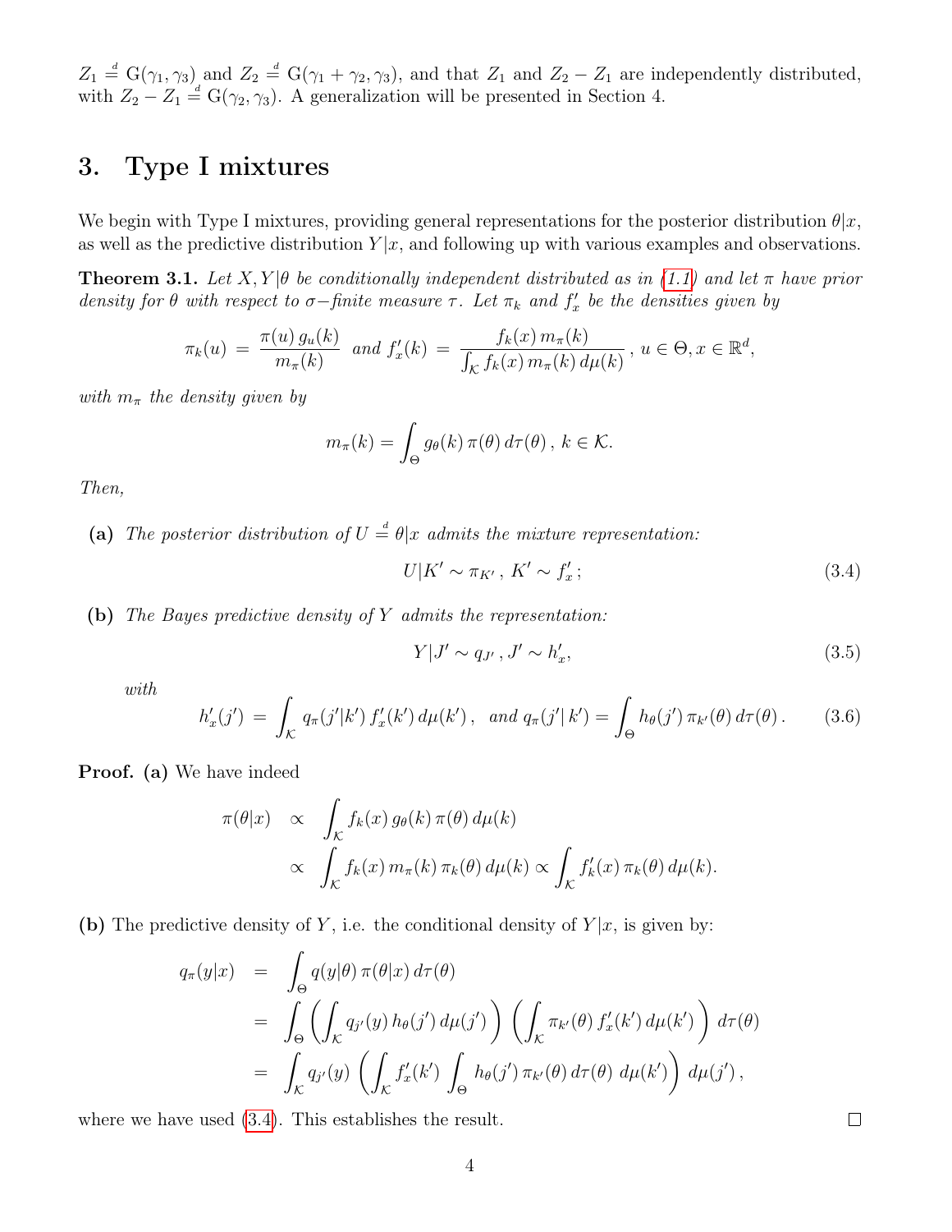$Z_1 \stackrel{d}{=} \mathrm{G}(\gamma_1, \gamma_3)$ and $Z_2 \stackrel{d}{=} \mathrm{G}(\gamma_1 + \gamma_2, \gamma_3)$, and that $Z_1$ and $Z_2 - Z_1$ are independently distributed, with $Z_2 - Z_1 \stackrel{d}{=} \mathrm{G}(\gamma_2, \gamma_3)$. A generalization will be presented in Section 4.

## 3. Type I mixtures

We begin with Type I mixtures, providing general representations for the posterior distribution $\theta|x$, as well as the predictive distribution $Y|x$, and following up with various examples and observations.

**Theorem 3.1.** *Let $X, Y|\theta$ be conditionally independent distributed as in (1.1) and let $\pi$ have prior density for $\theta$ with respect to $\sigma-$finite measure $\tau$. Let $\pi_k$ and $f'_x$ be the densities given by*

$$\pi_k(u) \;=\; \frac{\pi(u)\, g_u(k)}{m_\pi(k)} \quad \text{and} \quad f'_x(k) \;=\; \frac{f_k(x)\, m_\pi(k)}{\int_{\mathcal{K}} f_k(x)\, m_\pi(k)\, d\mu(k)}\,,\; u \in \Theta, x \in \mathbb{R}^d,$$

*with $m_\pi$ the density given by*

$$m_\pi(k) = \int_\Theta g_\theta(k)\, \pi(\theta)\, d\tau(\theta)\,,\; k \in \mathcal{K}.$$

*Then,*

**(a)** *The posterior distribution of $U \stackrel{d}{=} \theta|x$ admits the mixture representation:*

$$U|K' \sim \pi_{K'}\,,\; K' \sim f'_x\,; \tag{3.4}$$

**(b)** *The Bayes predictive density of $Y$ admits the representation:*

$$Y|J' \sim q_{J'}\,,\; J' \sim h'_x, \tag{3.5}$$

*with*

$$h'_x(j') \;=\; \int_{\mathcal{K}} q_\pi(j'|k')\, f'_x(k')\, d\mu(k')\,, \quad \text{and} \quad q_\pi(j'|\, k') = \int_\Theta h_\theta(j')\, \pi_{k'}(\theta)\, d\tau(\theta)\,. \tag{3.6}$$

**Proof.** **(a)** We have indeed

$$\begin{aligned}
\pi(\theta|x) \quad &\propto \quad \int_{\mathcal{K}} f_k(x)\, g_\theta(k)\, \pi(\theta)\, d\mu(k) \\
&\propto \quad \int_{\mathcal{K}} f_k(x)\, m_\pi(k)\, \pi_k(\theta)\, d\mu(k) \propto \int_{\mathcal{K}} f'_k(x)\, \pi_k(\theta)\, d\mu(k).
\end{aligned}$$

**(b)** The predictive density of $Y$, i.e. the conditional density of $Y|x$, is given by:

$$\begin{aligned}
q_\pi(y|x) \quad &= \quad \int_\Theta q(y|\theta)\, \pi(\theta|x)\, d\tau(\theta) \\
&= \quad \int_\Theta \left( \int_{\mathcal{K}} q_{j'}(y)\, h_\theta(j')\, d\mu(j') \right) \left( \int_{\mathcal{K}} \pi_{k'}(\theta)\, f'_x(k')\, d\mu(k') \right) d\tau(\theta) \\
&= \quad \int_{\mathcal{K}} q_{j'}(y) \left( \int_{\mathcal{K}} f'_x(k') \int_\Theta h_\theta(j')\, \pi_{k'}(\theta)\, d\tau(\theta)\; d\mu(k') \right) d\mu(j')\,,
\end{aligned}$$

where we have used (3.4). This establishes the result. $\square$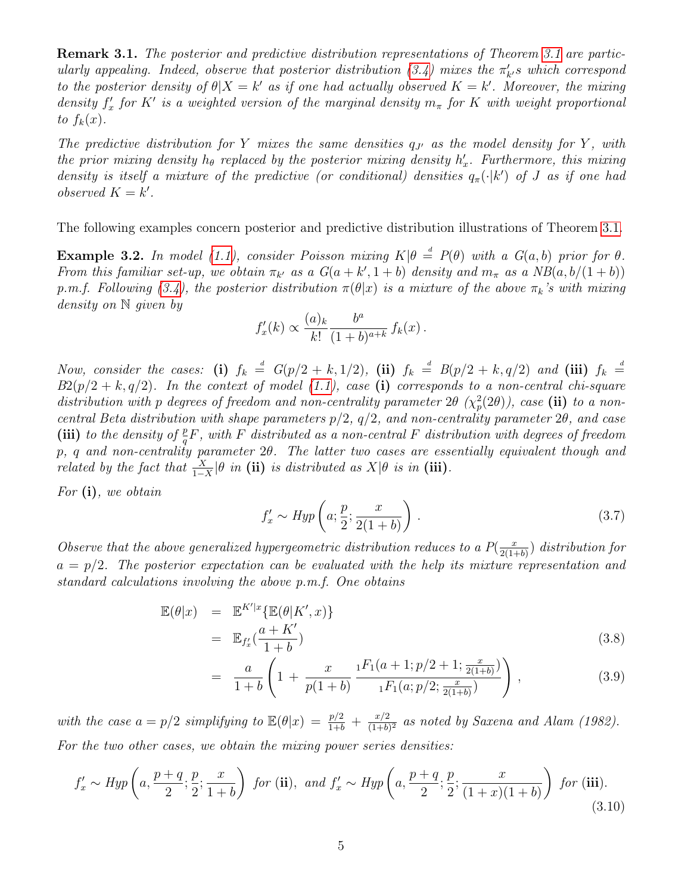**Remark 3.1.** *The posterior and predictive distribution representations of Theorem 3.1 are particularly appealing. Indeed, observe that posterior distribution (3.4) mixes the $\pi'_{k'}$s which correspond to the posterior density of $\theta|X = k'$ as if one had actually observed $K = k'$. Moreover, the mixing density $f'_x$ for $K'$ is a weighted version of the marginal density $m_\pi$ for $K$ with weight proportional to $f_k(x)$.*

*The predictive distribution for $Y$ mixes the same densities $q_{J'}$ as the model density for $Y$, with the prior mixing density $h_\theta$ replaced by the posterior mixing density $h'_x$. Furthermore, this mixing density is itself a mixture of the predictive (or conditional) densities $q_\pi(\cdot|k')$ of $J$ as if one had observed $K = k'$.*

The following examples concern posterior and predictive distribution illustrations of Theorem 3.1.

**Example 3.2.** *In model (1.1), consider Poisson mixing $K|\theta \stackrel{d}{=} P(\theta)$ with a $G(a,b)$ prior for $\theta$. From this familiar set-up, we obtain $\pi_{k'}$ as a $G(a+k', 1+b)$ density and $m_\pi$ as a $NB(a, b/(1+b))$ p.m.f. Following (3.4), the posterior distribution $\pi(\theta|x)$ is a mixture of the above $\pi_k$'s with mixing density on $\mathbb{N}$ given by*

$$f'_x(k) \propto \frac{(a)_k}{k!}\,\frac{b^a}{(1+b)^{a+k}}\, f_k(x)\,.$$

*Now, consider the cases:* **(i)** *$f_k \stackrel{d}{=} G(p/2+k, 1/2)$,* **(ii)** *$f_k \stackrel{d}{=} B(p/2+k, q/2)$ and* **(iii)** *$f_k \stackrel{d}{=} B2(p/2+k, q/2)$. In the context of model (1.1), case* **(i)** *corresponds to a non-central chi-square distribution with $p$ degrees of freedom and non-centrality parameter $2\theta$ ($\chi^2_p(2\theta)$), case* **(ii)** *to a non-central Beta distribution with shape parameters $p/2$, $q/2$, and non-centrality parameter $2\theta$, and case* **(iii)** *to the density of $\frac{p}{q}F$, with $F$ distributed as a non-central $F$ distribution with degrees of freedom $p$, $q$ and non-centrality parameter $2\theta$. The latter two cases are essentially equivalent though and related by the fact that $\frac{X}{1-X}|\theta$ in* **(ii)** *is distributed as $X|\theta$ is in* **(iii)***.*

*For* **(i)***, we obtain*

$$f'_x \sim Hyp\left(a; \frac{p}{2}; \frac{x}{2(1+b)}\right)\,. \tag{3.7}$$

*Observe that the above generalized hypergeometric distribution reduces to a $P(\frac{x}{2(1+b)})$ distribution for $a = p/2$. The posterior expectation can be evaluated with the help its mixture representation and standard calculations involving the above p.m.f. One obtains*

$$\begin{aligned}
\mathbb{E}(\theta|x) &= \mathbb{E}^{K'|x}\{\mathbb{E}(\theta|K', x)\} \\
&= \mathbb{E}_{f'_x}\left(\frac{a+K'}{1+b}\right) && (3.8)\\
&= \frac{a}{1+b}\left(1 + \frac{x}{p(1+b)}\,\frac{{}_1F_1(a+1; p/2+1; \frac{x}{2(1+b)})}{{}_1F_1(a; p/2; \frac{x}{2(1+b)})}\right)\,, && (3.9)
\end{aligned}$$

*with the case $a = p/2$ simplifying to $\mathbb{E}(\theta|x) = \frac{p/2}{1+b} + \frac{x/2}{(1+b)^2}$ as noted by Saxena and Alam (1982).*

*For the two other cases, we obtain the mixing power series densities:*

$$f'_x \sim Hyp\left(a, \frac{p+q}{2}; \frac{p}{2}; \frac{x}{1+b}\right) \text{ for } \textbf{(ii)}, \text{ and } f'_x \sim Hyp\left(a, \frac{p+q}{2}; \frac{p}{2}; \frac{x}{(1+x)(1+b)}\right) \text{ for } \textbf{(iii)}. \tag{3.10}$$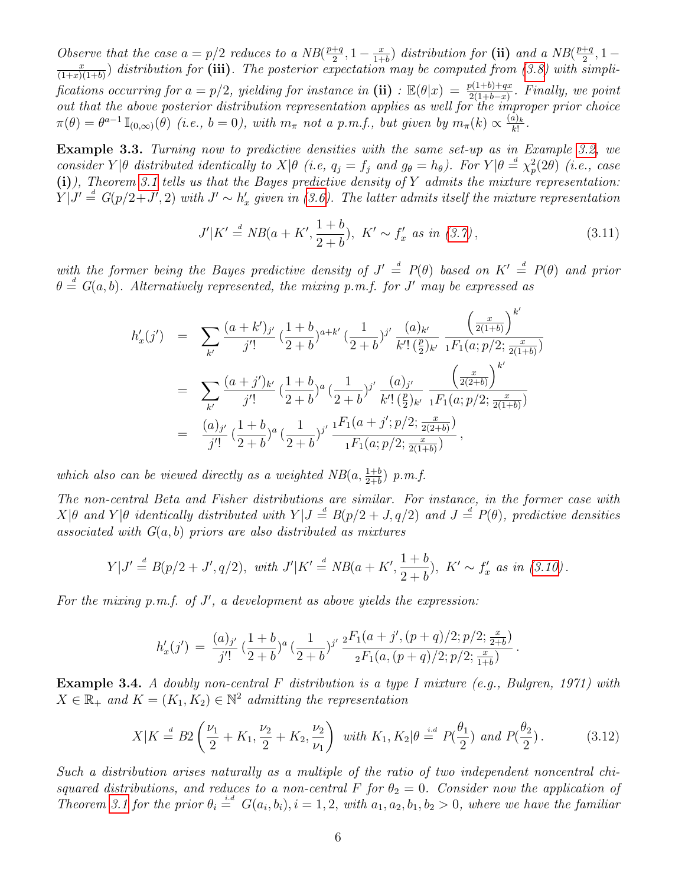*Observe that the case $a = p/2$ reduces to a $NB(\frac{p+q}{2}, 1 - \frac{x}{1+b})$ distribution for* **(ii)** *and a $NB(\frac{p+q}{2}, 1 - \frac{x}{(1+x)(1+b)})$ distribution for* **(iii)***. The posterior expectation may be computed from (3.8) with simplifications occurring for $a = p/2$, yielding for instance in* **(ii)** *: $\mathbb{E}(\theta|x) = \frac{p(1+b)+qx}{2(1+b-x)}$. Finally, we point out that the above posterior distribution representation applies as well for the improper prior choice $\pi(\theta) = \theta^{a-1}\,\mathbb{I}_{(0,\infty)}(\theta)$ (i.e., $b = 0$), with $m_\pi$ not a p.m.f., but given by $m_\pi(k) \propto \frac{(a)_k}{k!}$.*

**Example 3.3.** *Turning now to predictive densities with the same set-up as in Example 3.2, we consider $Y|\theta$ distributed identically to $X|\theta$ (i.e, $q_j = f_j$ and $g_\theta = h_\theta$). For $Y|\theta \stackrel{d}{=} \chi^2_p(2\theta)$ (i.e., case* **(i)***), Theorem 3.1 tells us that the Bayes predictive density of $Y$ admits the mixture representation: $Y|J' \stackrel{d}{=} G(p/2+J', 2)$ with $J' \sim h'_x$ given in (3.6). The latter admits itself the mixture representation*

$$J'|K' \stackrel{d}{=} NB(a+K', \frac{1+b}{2+b}),\ K' \sim f'_x \text{ as in (3.7)}, \tag{3.11}$$

*with the former being the Bayes predictive density of $J' \stackrel{d}{=} P(\theta)$ based on $K' \stackrel{d}{=} P(\theta)$ and prior $\theta \stackrel{d}{=} G(a, b)$. Alternatively represented, the mixing p.m.f. for $J'$ may be expressed as*

$$\begin{aligned}
h'_x(j') &= \sum_{k'} \frac{(a+k')_{j'}}{j'!} \,(\frac{1+b}{2+b})^{a+k'} \,(\frac{1}{2+b})^{j'} \,\frac{(a)_{k'}}{k'!\,(\frac{p}{2})_{k'}} \,\frac{\left(\frac{x}{2(1+b)}\right)^{k'}}{{}_1F_1(a; p/2; \frac{x}{2(1+b)})} \\
&= \sum_{k'} \frac{(a+j')_{k'}}{j'!} \,(\frac{1+b}{2+b})^{a} \,(\frac{1}{2+b})^{j'} \,\frac{(a)_{j'}}{k'!\,(\frac{p}{2})_{k'}} \,\frac{\left(\frac{x}{2(2+b)}\right)^{k'}}{{}_1F_1(a; p/2; \frac{x}{2(1+b)})} \\
&= \frac{(a)_{j'}}{j'!} \,(\frac{1+b}{2+b})^{a} \,(\frac{1}{2+b})^{j'} \,\frac{{}_1F_1(a+j'; p/2; \frac{x}{2(2+b)})}{{}_1F_1(a; p/2; \frac{x}{2(1+b)})}\,,
\end{aligned}$$

*which also can be viewed directly as a weighted $NB(a, \frac{1+b}{2+b})$ p.m.f.*

*The non-central Beta and Fisher distributions are similar. For instance, in the former case with $X|\theta$ and $Y|\theta$ identically distributed with $Y|J \stackrel{d}{=} B(p/2+J, q/2)$ and $J \stackrel{d}{=} P(\theta)$, predictive densities associated with $G(a, b)$ priors are also distributed as mixtures*

$$Y|J' \stackrel{d}{=} B(p/2+J', q/2),\ \text{with } J'|K' \stackrel{d}{=} NB(a+K', \frac{1+b}{2+b}),\ K' \sim f'_x \text{ as in (3.10)}.$$

*For the mixing p.m.f. of $J'$, a development as above yields the expression:*

$$h'_x(j') = \frac{(a)_{j'}}{j'!} \,(\frac{1+b}{2+b})^{a} \,(\frac{1}{2+b})^{j'} \,\frac{{}_2F_1(a+j', (p+q)/2; p/2; \frac{x}{2+b})}{{}_2F_1(a, (p+q)/2; p/2; \frac{x}{1+b})}\,.$$

**Example 3.4.** *A doubly non-central $F$ distribution is a type I mixture (e.g., Bulgren, 1971) with $X \in \mathbb{R}_+$ and $K = (K_1, K_2) \in \mathbb{N}^2$ admitting the representation*

$$X|K \stackrel{d}{=} B2\left(\frac{\nu_1}{2}+K_1, \frac{\nu_2}{2}+K_2, \frac{\nu_2}{\nu_1}\right) \text{ with } K_1, K_2|\theta \stackrel{i.d}{=} P(\frac{\theta_1}{2}) \text{ and } P(\frac{\theta_2}{2}). \tag{3.12}$$

*Such a distribution arises naturally as a multiple of the ratio of two independent noncentral chi-squared distributions, and reduces to a non-central F for $\theta_2 = 0$. Consider now the application of Theorem 3.1 for the prior $\theta_i \stackrel{i.d}{=} G(a_i, b_i), i = 1, 2$, with $a_1, a_2, b_1, b_2 > 0$, where we have the familiar*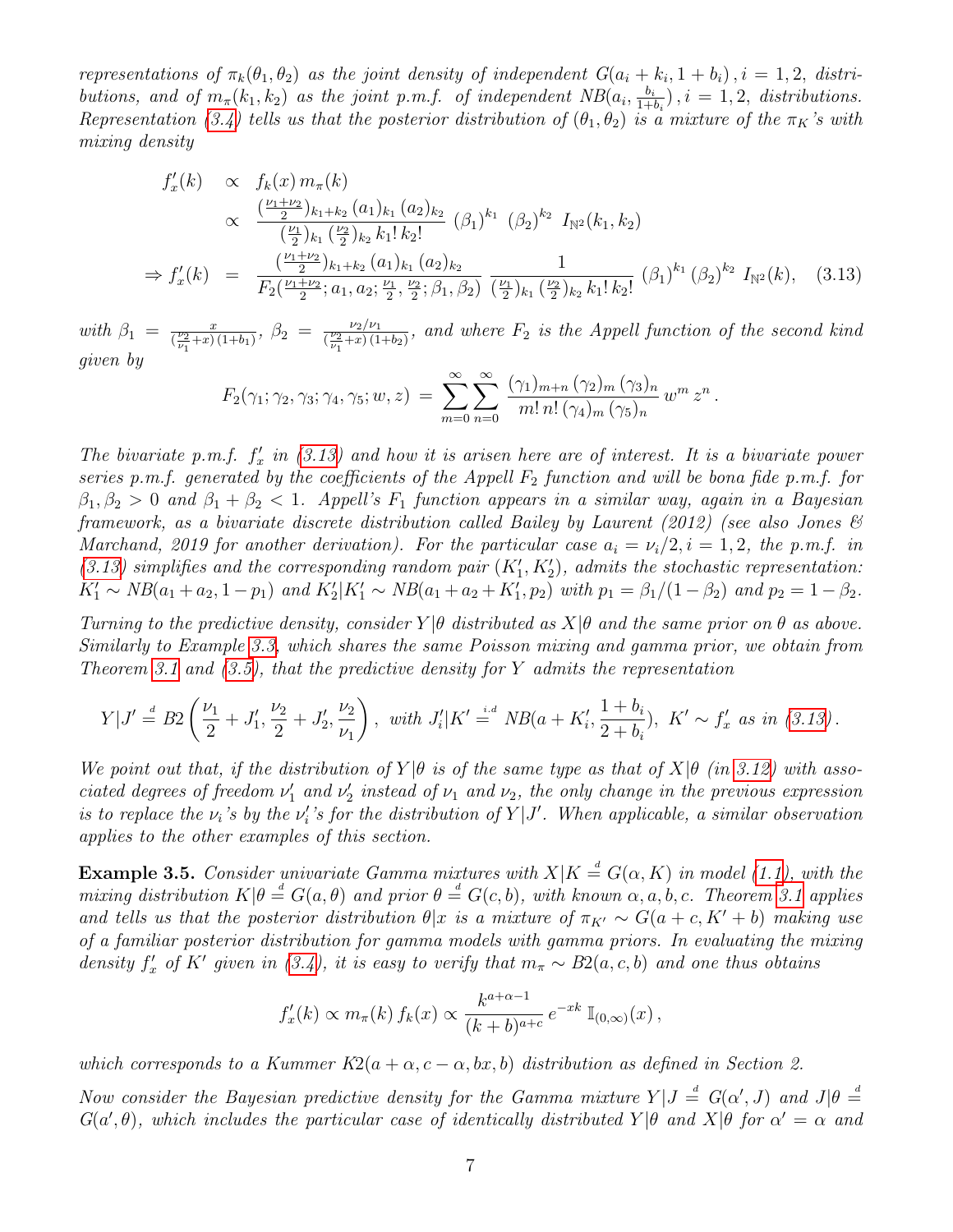*representations of $\pi_k(\theta_1, \theta_2)$ as the joint density of independent $G(a_i + k_i, 1 + b_i)$, $i = 1, 2$, distributions, and of $m_\pi(k_1, k_2)$ as the joint p.m.f. of independent $NB(a_i, \frac{b_i}{1+b_i})$, $i = 1, 2$, distributions. Representation (3.4) tells us that the posterior distribution of $(\theta_1, \theta_2)$ is a mixture of the $\pi_K$'s with mixing density*

$$
\begin{aligned}
f'_x(k) &\propto f_k(x)\, m_\pi(k) \\
&\propto \frac{(\frac{\nu_1+\nu_2}{2})_{k_1+k_2}\, (a_1)_{k_1}\, (a_2)_{k_2}}{(\frac{\nu_1}{2})_{k_1}\, (\frac{\nu_2}{2})_{k_2}\, k_1!\, k_2!}\; (\beta_1)^{k_1}\; (\beta_2)^{k_2}\; I_{\mathbb{N}^2}(k_1, k_2) \\
\Rightarrow f'_x(k) &= \frac{(\frac{\nu_1+\nu_2}{2})_{k_1+k_2}\, (a_1)_{k_1}\, (a_2)_{k_2}}{F_2(\frac{\nu_1+\nu_2}{2}; a_1, a_2; \frac{\nu_1}{2}, \frac{\nu_2}{2}; \beta_1, \beta_2)}\, \frac{1}{(\frac{\nu_1}{2})_{k_1}\, (\frac{\nu_2}{2})_{k_2}\, k_1!\, k_2!}\, (\beta_1)^{k_1}\, (\beta_2)^{k_2}\; I_{\mathbb{N}^2}(k), \quad (3.13)
\end{aligned}
$$

*with $\beta_1 = \frac{x}{(\frac{\nu_2}{\nu_1}+x)\,(1+b_1)}$, $\beta_2 = \frac{\nu_2/\nu_1}{(\frac{\nu_2}{\nu_1}+x)\,(1+b_2)}$, and where $F_2$ is the Appell function of the second kind given by*

$$
F_2(\gamma_1; \gamma_2, \gamma_3; \gamma_4, \gamma_5; w, z) \;=\; \sum_{m=0}^{\infty}\sum_{n=0}^{\infty} \frac{(\gamma_1)_{m+n}\, (\gamma_2)_m\, (\gamma_3)_n}{m!\, n!\, (\gamma_4)_m\, (\gamma_5)_n}\, w^m\, z^n\,.
$$

*The bivariate p.m.f. $f'_x$ in (3.13) and how it is arisen here are of interest. It is a bivariate power series p.m.f. generated by the coefficients of the Appell $F_2$ function and will be bona fide p.m.f. for $\beta_1, \beta_2 > 0$ and $\beta_1 + \beta_2 < 1$. Appell's $F_1$ function appears in a similar way, again in a Bayesian framework, as a bivariate discrete distribution called Bailey by Laurent (2012) (see also Jones & Marchand, 2019 for another derivation). For the particular case $a_i = \nu_i/2, i = 1, 2$, the p.m.f. in (3.13) simplifies and the corresponding random pair $(K'_1, K'_2)$, admits the stochastic representation: $K'_1 \sim NB(a_1 + a_2, 1 - p_1)$ and $K'_2|K'_1 \sim NB(a_1 + a_2 + K'_1, p_2)$ with $p_1 = \beta_1/(1 - \beta_2)$ and $p_2 = 1 - \beta_2$.*

*Turning to the predictive density, consider $Y|\theta$ distributed as $X|\theta$ and the same prior on $\theta$ as above. Similarly to Example 3.3, which shares the same Poisson mixing and gamma prior, we obtain from Theorem 3.1 and (3.5), that the predictive density for $Y$ admits the representation*

$$
Y|J' \overset{d}{=} B2\left(\frac{\nu_1}{2} + J'_1, \frac{\nu_2}{2} + J'_2, \frac{\nu_2}{\nu_1}\right),\ \text{with}\ J'_i|K' \overset{i.d}{=} NB(a + K'_i, \frac{1+b_i}{2+b_i}),\ K' \sim f'_x \text{ as in } (3.13)\,.
$$

*We point out that, if the distribution of $Y|\theta$ is of the same type as that of $X|\theta$ (in 3.12) with associated degrees of freedom $\nu'_1$ and $\nu'_2$ instead of $\nu_1$ and $\nu_2$, the only change in the previous expression is to replace the $\nu_i$'s by the $\nu'_i$'s for the distribution of $Y|J'$. When applicable, a similar observation applies to the other examples of this section.*

**Example 3.5.** *Consider univariate Gamma mixtures with $X|K \overset{d}{=} G(\alpha, K)$ in model (1.1), with the mixing distribution $K|\theta \overset{d}{=} G(a, \theta)$ and prior $\theta \overset{d}{=} G(c, b)$, with known $\alpha, a, b, c$. Theorem 3.1 applies and tells us that the posterior distribution $\theta|x$ is a mixture of $\pi_{K'} \sim G(a + c, K' + b)$ making use of a familiar posterior distribution for gamma models with gamma priors. In evaluating the mixing density $f'_x$ of $K'$ given in (3.4), it is easy to verify that $m_\pi \sim B2(a, c, b)$ and one thus obtains*

$$
f'_x(k) \propto m_\pi(k)\, f_k(x) \propto \frac{k^{a+\alpha-1}}{(k+b)^{a+c}}\, e^{-xk}\; \mathbb{I}_{(0,\infty)}(x)\,,
$$

*which corresponds to a Kummer $K2(a + \alpha, c - \alpha, bx, b)$ distribution as defined in Section 2.*

*Now consider the Bayesian predictive density for the Gamma mixture $Y|J \overset{d}{=} G(\alpha', J)$ and $J|\theta \overset{d}{=} G(a', \theta)$, which includes the particular case of identically distributed $Y|\theta$ and $X|\theta$ for $\alpha' = \alpha$ and*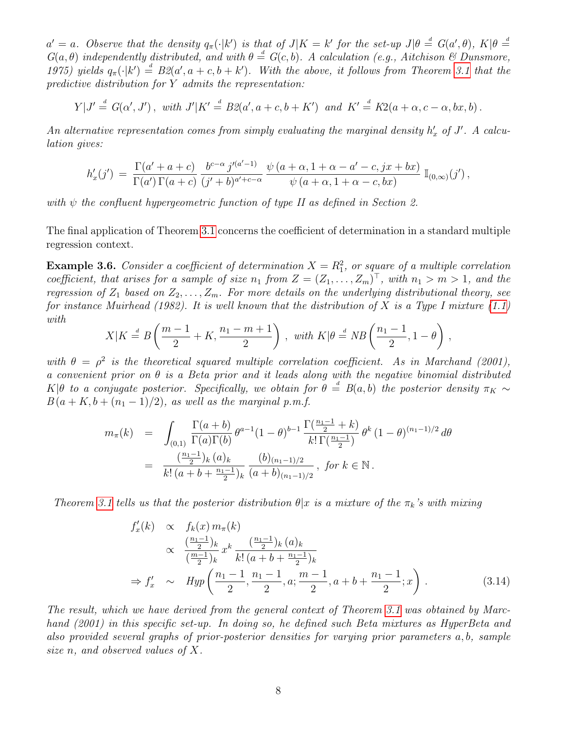*$a' = a$. Observe that the density $q_\pi(\cdot|k')$ is that of $J|K = k'$ for the set-up $J|\theta \stackrel{d}{=} G(a', \theta)$, $K|\theta \stackrel{d}{=} G(a, \theta)$ independently distributed, and with $\theta \stackrel{d}{=} G(c, b)$. A calculation (e.g., Aitchison & Dunsmore, 1975) yields $q_\pi(\cdot|k') \stackrel{d}{=} B2(a', a+c, b+k')$. With the above, it follows from Theorem 3.1 that the predictive distribution for $Y$ admits the representation:*

$$Y|J' \stackrel{d}{=} G(\alpha', J')\,, \text{ with } J'|K' \stackrel{d}{=} B2(a', a+c, b+K') \text{ and } K' \stackrel{d}{=} K2(a+\alpha, c-\alpha, bx, b)\,.$$

*An alternative representation comes from simply evaluating the marginal density $h'_x$ of $J'$. A calculation gives:*

$$h'_x(j') \;=\; \frac{\Gamma(a'+a+c)}{\Gamma(a')\,\Gamma(a+c)}\,\frac{b^{c-\alpha}\,j'^{(a'-1)}}{(j'+b)^{a'+c-\alpha}}\,\frac{\psi\,(a+\alpha, 1+\alpha-a'-c, jx+bx)}{\psi\,(a+\alpha, 1+\alpha-c, bx)}\;\mathbb{I}_{(0,\infty)}(j')\,,$$

*with $\psi$ the confluent hypergeometric function of type II as defined in Section 2.*

The final application of Theorem 3.1 concerns the coefficient of determination in a standard multiple regression context.

**Example 3.6.** *Consider a coefficient of determination $X = R_1^2$, or square of a multiple correlation coefficient, that arises for a sample of size $n_1$ from $Z = (Z_1, \ldots, Z_m)^\top$, with $n_1 > m > 1$, and the regression of $Z_1$ based on $Z_2, \ldots, Z_m$. For more details on the underlying distributional theory, see for instance Muirhead (1982). It is well known that the distribution of $X$ is a Type I mixture (1.1) with*

$$X|K \stackrel{d}{=} B\left(\frac{m-1}{2}+K, \frac{n_1-m+1}{2}\right)\,,\text{ with } K|\theta \stackrel{d}{=} NB\left(\frac{n_1-1}{2}, 1-\theta\right)\,,$$

*with $\theta = \rho^2$ is the theoretical squared multiple correlation coefficient. As in Marchand (2001), a convenient prior on $\theta$ is a Beta prior and it leads along with the negative binomial distributed $K|\theta$ to a conjugate posterior. Specifically, we obtain for $\theta \stackrel{d}{=} B(a,b)$ the posterior density $\pi_K \sim B\left(a+K, b+(n_1-1)/2\right)$, as well as the marginal p.m.f.*

$$\begin{aligned}
m_\pi(k) &= \int_{(0,1)} \frac{\Gamma(a+b)}{\Gamma(a)\Gamma(b)}\,\theta^{a-1}(1-\theta)^{b-1}\,\frac{\Gamma(\frac{n_1-1}{2}+k)}{k!\,\Gamma(\frac{n_1-1}{2})}\,\theta^k\,(1-\theta)^{(n_1-1)/2}\,d\theta \\
&= \frac{(\frac{n_1-1}{2})_k\,(a)_k}{k!\,(a+b+\frac{n_1-1}{2})_k}\,\frac{(b)_{(n_1-1)/2}}{(a+b)_{(n_1-1)/2}}\,,\ \text{for } k\in\mathbb{N}\,.
\end{aligned}$$

*Theorem 3.1 tells us that the posterior distribution $\theta|x$ is a mixture of the $\pi_k$'s with mixing*

$$\begin{aligned}
f'_x(k) &\propto f_k(x)\,m_\pi(k) \\
&\propto \frac{(\frac{n_1-1}{2})_k}{(\frac{m-1}{2})_k}\,x^k\,\frac{(\frac{n_1-1}{2})_k\,(a)_k}{k!\,(a+b+\frac{n_1-1}{2})_k} \\
\Rightarrow f'_x &\sim Hyp\left(\frac{n_1-1}{2}, \frac{n_1-1}{2}, a; \frac{m-1}{2}, a+b+\frac{n_1-1}{2}; x\right)\,. \qquad (3.14)
\end{aligned}$$

*The result, which we have derived from the general context of Theorem 3.1 was obtained by Marchand (2001) in this specific set-up. In doing so, he defined such Beta mixtures as HyperBeta and also provided several graphs of prior-posterior densities for varying prior parameters $a, b$, sample size $n$, and observed values of $X$.*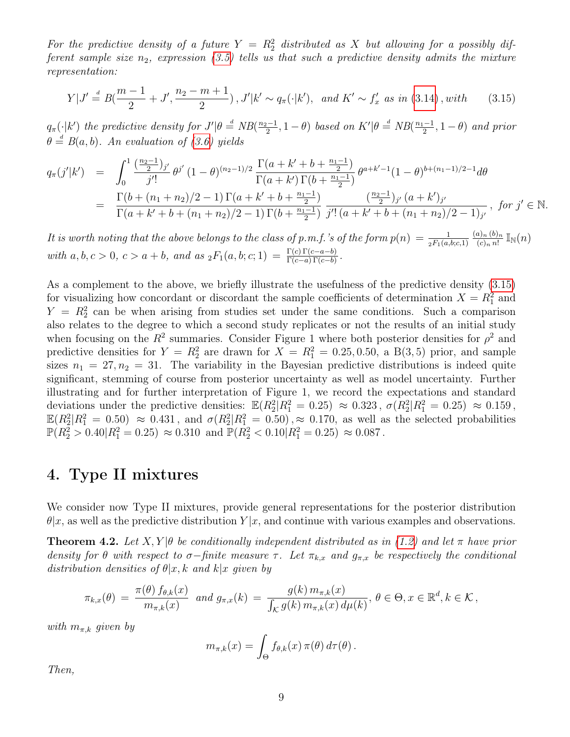*For the predictive density of a future $Y = R_2^2$ distributed as $X$ but allowing for a possibly different sample size $n_2$, expression (3.5) tells us that such a predictive density admits the mixture representation:*

$$
Y|J' \stackrel{d}{=} B(\frac{m-1}{2} + J', \frac{n_2 - m + 1}{2}) \, , J'|k' \sim q_\pi(\cdot|k'), \text{ and } K' \sim f'_x \text{ as in (3.14)} \, , \text{with} \tag{3.15}
$$

*$q_\pi(\cdot|k')$ the predictive density for $J'|\theta \stackrel{d}{=} NB(\frac{n_2-1}{2}, 1-\theta)$ based on $K'|\theta \stackrel{d}{=} NB(\frac{n_1-1}{2}, 1-\theta)$ and prior $\theta \stackrel{d}{=} B(a,b)$. An evaluation of (3.6) yields*

$$
\begin{aligned}
q_\pi(j'|k') &= \int_0^1 \frac{(\frac{n_2-1}{2})_{j'}}{j'!} \, \theta^{j'} \, (1-\theta)^{(n_2-1)/2} \, \frac{\Gamma(a + k' + b + \frac{n_1-1}{2})}{\Gamma(a+k') \, \Gamma(b + \frac{n_1-1}{2})} \, \theta^{a+k'-1} (1-\theta)^{b+(n_1-1)/2-1} d\theta \\
&= \frac{\Gamma(b + (n_1+n_2)/2 - 1) \, \Gamma(a + k' + b + \frac{n_1-1}{2})}{\Gamma(a + k' + b + (n_1+n_2)/2 - 1) \, \Gamma(b + \frac{n_1-1}{2})} \, \frac{(\frac{n_2-1}{2})_{j'} \, (a+k')_{j'}}{j'! \, (a + k' + b + (n_1+n_2)/2 - 1)_{j'}} \, , \text{ for } j' \in \mathbb{N}.
\end{aligned}
$$

*It is worth noting that the above belongs to the class of p.m.f.'s of the form $p(n) = \frac{1}{{}_2F_1(a,b;c,1)} \frac{(a)_n \, (b)_n}{(c)_n \, n!} \mathbb{I}_{\mathbb{N}}(n)$ with $a, b, c > 0$, $c > a + b$, and as ${}_2F_1(a, b; c; 1) = \frac{\Gamma(c) \, \Gamma(c-a-b)}{\Gamma(c-a) \, \Gamma(c-b)}$.*

As a complement to the above, we briefly illustrate the usefulness of the predictive density (3.15) for visualizing how concordant or discordant the sample coefficients of determination $X = R_1^2$ and $Y = R_2^2$ can be when arising from studies set under the same conditions. Such a comparison also relates to the degree to which a second study replicates or not the results of an initial study when focusing on the $R^2$ summaries. Consider Figure 1 where both posterior densities for $\rho^2$ and predictive densities for $Y = R_2^2$ are drawn for $X = R_1^2 = 0.25, 0.50$, a B(3,5) prior, and sample sizes $n_1 = 27, n_2 = 31$. The variability in the Bayesian predictive distributions is indeed quite significant, stemming of course from posterior uncertainty as well as model uncertainty. Further illustrating and for further interpretation of Figure 1, we record the expectations and standard deviations under the predictive densities: $\mathbb{E}(R_2^2|R_1^2 = 0.25) \approx 0.323$, $\sigma(R_2^2|R_1^2 = 0.25) \approx 0.159$, $\mathbb{E}(R_2^2|R_1^2 = 0.50) \approx 0.431$, and $\sigma(R_2^2|R_1^2 = 0.50), \approx 0.170$, as well as the selected probabilities $\mathbb{P}(R_2^2 > 0.40|R_1^2 = 0.25) \approx 0.310$ and $\mathbb{P}(R_2^2 < 0.10|R_1^2 = 0.25) \approx 0.087$.

## 4. Type II mixtures

We consider now Type II mixtures, provide general representations for the posterior distribution $\theta|x$, as well as the predictive distribution $Y|x$, and continue with various examples and observations.

**Theorem 4.2.** *Let $X, Y|\theta$ be conditionally independent distributed as in (1.2) and let $\pi$ have prior density for $\theta$ with respect to $\sigma-$finite measure $\tau$. Let $\pi_{k,x}$ and $g_{\pi,x}$ be respectively the conditional distribution densities of $\theta|x, k$ and $k|x$ given by*

$$
\pi_{k,x}(\theta) = \frac{\pi(\theta) \, f_{\theta,k}(x)}{m_{\pi,k}(x)} \text{ and } g_{\pi,x}(k) = \frac{g(k) \, m_{\pi,k}(x)}{\int_{\mathcal{K}} g(k) \, m_{\pi,k}(x) \, d\mu(k)}, \, \theta \in \Theta, x \in \mathbb{R}^d, k \in \mathcal{K} \, ,
$$

*with $m_{\pi,k}$ given by*

$$
m_{\pi,k}(x) = \int_\Theta f_{\theta,k}(x) \, \pi(\theta) \, d\tau(\theta) \, .
$$

*Then,*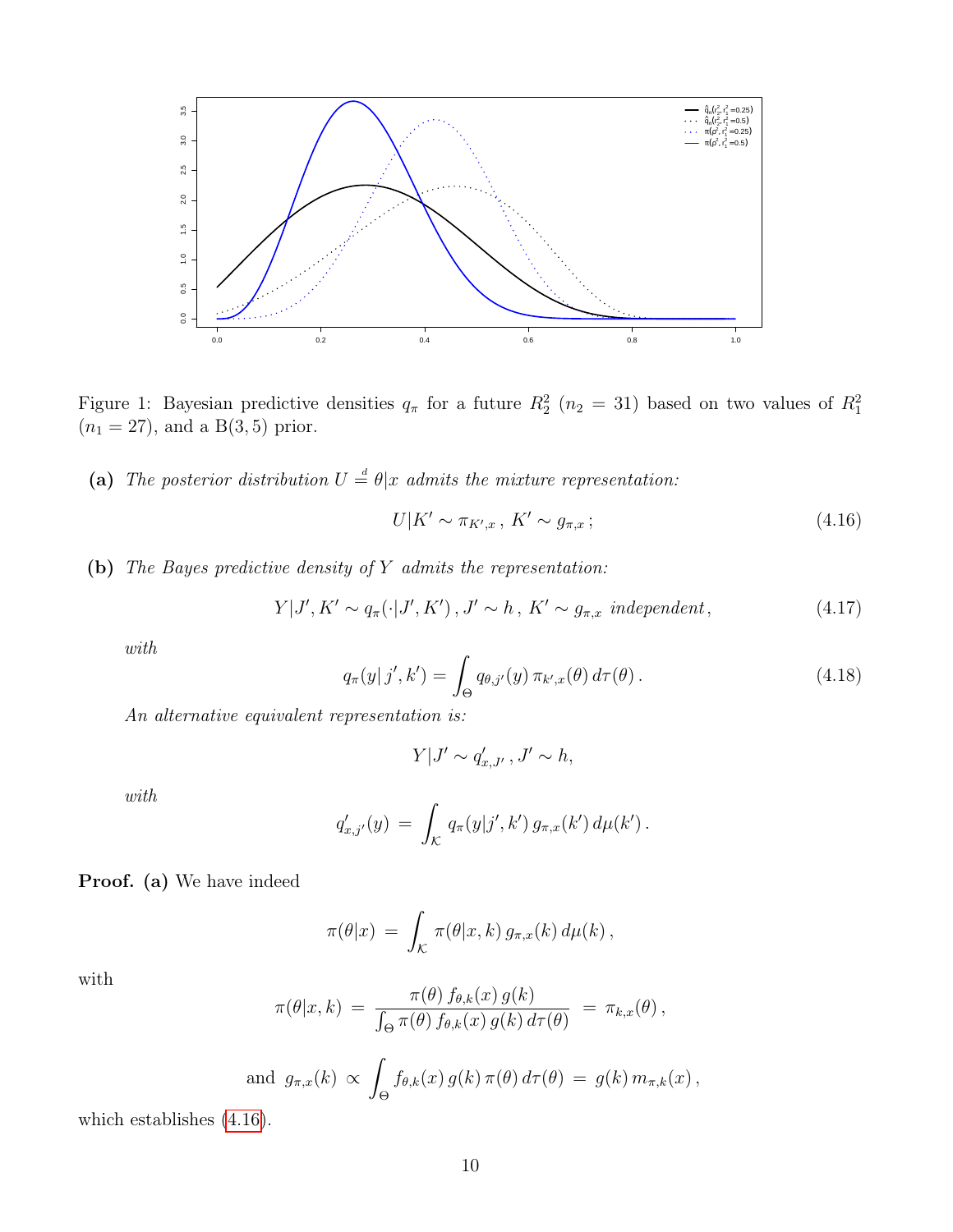Figure 1: Bayesian predictive densities $q_\pi$ for a future $R_2^2$ ($n_2 = 31$) based on two values of $R_1^2$ ($n_1 = 27$), and a B(3, 5) prior.

**(a)** *The posterior distribution* $U \stackrel{d}{=} \theta|x$ *admits the mixture representation:*

$$U|K' \sim \pi_{K',x}\,,\; K' \sim g_{\pi,x}\,; \tag{4.16}$$

**(b)** *The Bayes predictive density of* $Y$ *admits the representation:*

$$Y|J',K' \sim q_\pi(\cdot|J',K')\,,\, J' \sim h\,,\; K' \sim g_{\pi,x} \;\textit{independent}\,, \tag{4.17}$$

*with*

$$q_\pi(y|\,j',k') = \int_\Theta q_{\theta,j'}(y)\,\pi_{k',x}(\theta)\,d\tau(\theta)\,. \tag{4.18}$$

*An alternative equivalent representation is:*

$$Y|J' \sim q'_{x,J'}\,,\, J' \sim h,$$

*with*

$$q'_{x,j'}(y) \;=\; \int_{\mathcal{K}} q_\pi(y|j',k')\,g_{\pi,x}(k')\,d\mu(k')\,.$$

**Proof. (a)** We have indeed

$$\pi(\theta|x) \;=\; \int_{\mathcal{K}} \pi(\theta|x,k)\,g_{\pi,x}(k)\,d\mu(k)\,,$$

with

$$\pi(\theta|x,k) \;=\; \frac{\pi(\theta)\,f_{\theta,k}(x)\,g(k)}{\int_\Theta \pi(\theta)\,f_{\theta,k}(x)\,g(k)\,d\tau(\theta)} \;=\; \pi_{k,x}(\theta)\,,$$

$$\text{and}\;\; g_{\pi,x}(k) \;\propto\; \int_\Theta f_{\theta,k}(x)\,g(k)\,\pi(\theta)\,d\tau(\theta) \;=\; g(k)\,m_{\pi,k}(x)\,,$$

which establishes (4.16).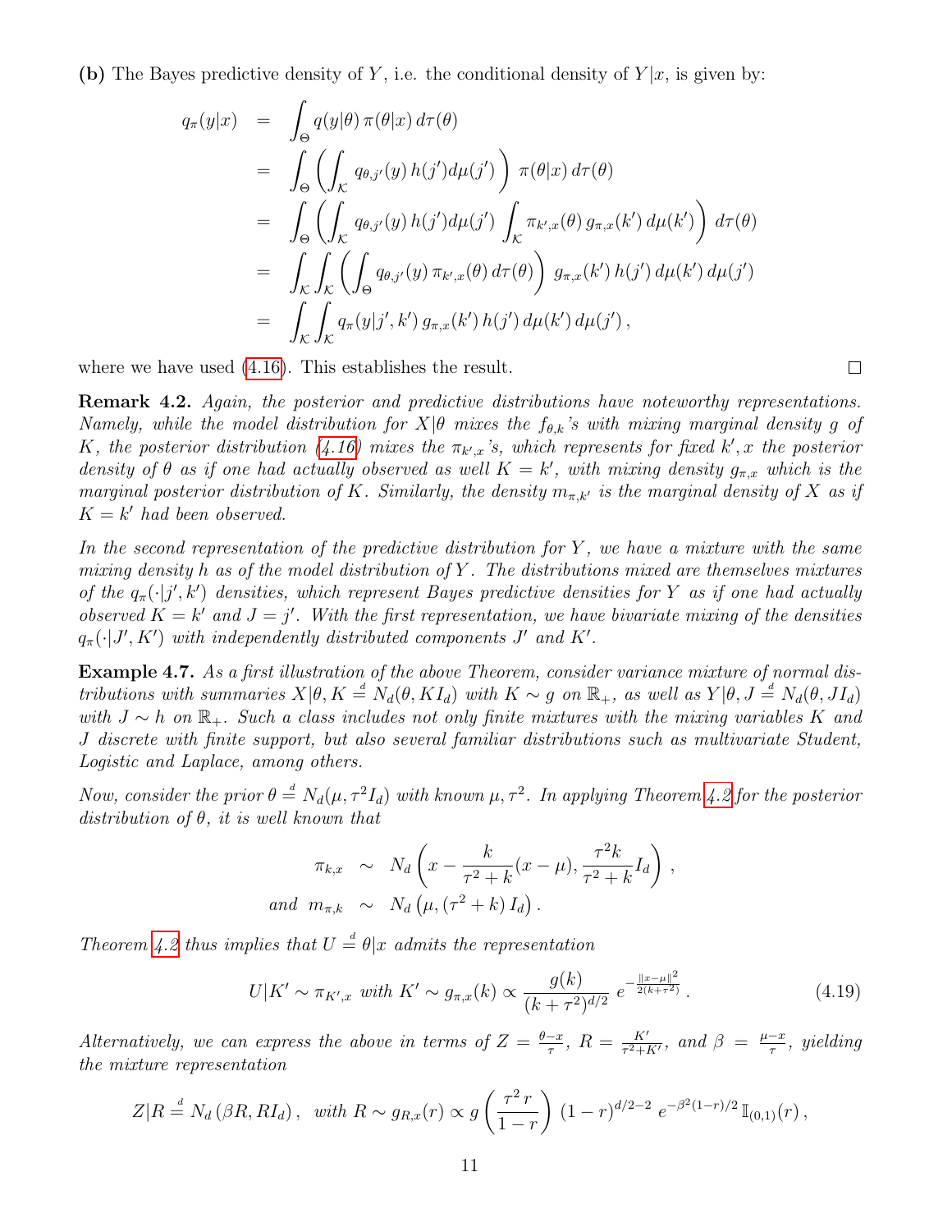**(b)** The Bayes predictive density of $Y$, i.e. the conditional density of $Y|x$, is given by:

$$
\begin{aligned}
q_\pi(y|x) &= \int_\Theta q(y|\theta)\, \pi(\theta|x)\, d\tau(\theta) \\
&= \int_\Theta \left( \int_{\mathcal{K}} q_{\theta,j'}(y)\, h(j') d\mu(j') \right) \pi(\theta|x)\, d\tau(\theta) \\
&= \int_\Theta \left( \int_{\mathcal{K}} q_{\theta,j'}(y)\, h(j') d\mu(j') \int_{\mathcal{K}} \pi_{k',x}(\theta)\, g_{\pi,x}(k')\, d\mu(k') \right) d\tau(\theta) \\
&= \int_{\mathcal{K}} \int_{\mathcal{K}} \left( \int_\Theta q_{\theta,j'}(y)\, \pi_{k',x}(\theta)\, d\tau(\theta) \right) g_{\pi,x}(k')\, h(j')\, d\mu(k')\, d\mu(j') \\
&= \int_{\mathcal{K}} \int_{\mathcal{K}} q_\pi(y|j',k')\, g_{\pi,x}(k')\, h(j')\, d\mu(k')\, d\mu(j')\,,
\end{aligned}
$$

where we have used (4.16). This establishes the result. □

**Remark 4.2.** *Again, the posterior and predictive distributions have noteworthy representations. Namely, while the model distribution for $X|\theta$ mixes the $f_{\theta,k}$'s with mixing marginal density $g$ of $K$, the posterior distribution (4.16) mixes the $\pi_{k',x}$'s, which represents for fixed $k', x$ the posterior density of $\theta$ as if one had actually observed as well $K = k'$, with mixing density $g_{\pi,x}$ which is the marginal posterior distribution of $K$. Similarly, the density $m_{\pi,k'}$ is the marginal density of $X$ as if $K = k'$ had been observed.*

*In the second representation of the predictive distribution for $Y$, we have a mixture with the same mixing density $h$ as of the model distribution of $Y$. The distributions mixed are themselves mixtures of the $q_\pi(\cdot|j',k')$ densities, which represent Bayes predictive densities for $Y$ as if one had actually observed $K = k'$ and $J = j'$. With the first representation, we have bivariate mixing of the densities $q_\pi(\cdot|J',K')$ with independently distributed components $J'$ and $K'$.*

**Example 4.7.** *As a first illustration of the above Theorem, consider variance mixture of normal distributions with summaries $X|\theta, K \stackrel{d}{=} N_d(\theta, K I_d)$ with $K \sim g$ on $\mathbb{R}_+$, as well as $Y|\theta, J \stackrel{d}{=} N_d(\theta, J I_d)$ with $J \sim h$ on $\mathbb{R}_+$. Such a class includes not only finite mixtures with the mixing variables $K$ and $J$ discrete with finite support, but also several familiar distributions such as multivariate Student, Logistic and Laplace, among others.*

*Now, consider the prior $\theta \stackrel{d}{=} N_d(\mu, \tau^2 I_d)$ with known $\mu, \tau^2$. In applying Theorem 4.2 for the posterior distribution of $\theta$, it is well known that*

$$
\begin{aligned}
\pi_{k,x} &\sim N_d\left( x - \frac{k}{\tau^2 + k}(x - \mu), \frac{\tau^2 k}{\tau^2 + k} I_d \right), \\
\text{and } m_{\pi,k} &\sim N_d\left( \mu, (\tau^2 + k)\, I_d \right).
\end{aligned}
$$

*Theorem 4.2 thus implies that $U \stackrel{d}{=} \theta|x$ admits the representation*

$$
U|K' \sim \pi_{K',x} \text{ with } K' \sim g_{\pi,x}(k) \propto \frac{g(k)}{(k+\tau^2)^{d/2}}\; e^{-\frac{\|x-\mu\|^2}{2(k+\tau^2)}}\,. \tag{4.19}
$$

*Alternatively, we can express the above in terms of $Z = \frac{\theta - x}{\tau}$, $R = \frac{K'}{\tau^2 + K'}$, and $\beta = \frac{\mu - x}{\tau}$, yielding the mixture representation*

$$
Z|R \stackrel{d}{=} N_d(\beta R, R I_d)\,, \;\text{ with } R \sim g_{R,x}(r) \propto g\left(\frac{\tau^2 r}{1-r}\right) (1-r)^{d/2-2}\; e^{-\beta^2 (1-r)/2}\, \mathbb{I}_{(0,1)}(r)\,,
$$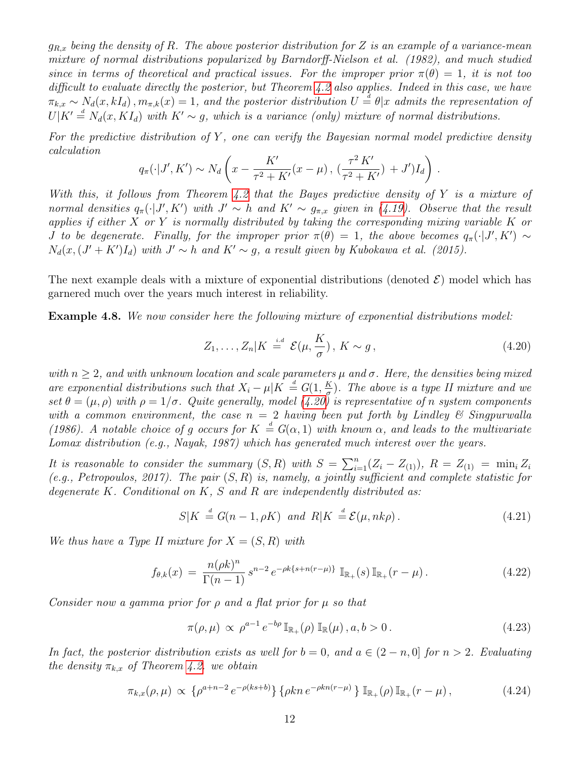*$g_{R,x}$ being the density of $R$. The above posterior distribution for $Z$ is an example of a variance-mean mixture of normal distributions popularized by Barndorff-Nielson et al. (1982), and much studied since in terms of theoretical and practical issues. For the improper prior $\pi(\theta) = 1$, it is not too difficult to evaluate directly the posterior, but Theorem 4.2 also applies. Indeed in this case, we have $\pi_{k,x} \sim N_d(x, kI_d)$, $m_{\pi,k}(x) = 1$, and the posterior distribution $U \stackrel{d}{=} \theta|x$ admits the representation of $U|K' \stackrel{d}{=} N_d(x, KI_d)$ with $K' \sim g$, which is a variance (only) mixture of normal distributions.*

*For the predictive distribution of $Y$, one can verify the Bayesian normal model predictive density calculation*

$$q_\pi(\cdot|J', K') \sim N_d\left(x - \frac{K'}{\tau^2 + K'}(x - \mu)\,,\, (\frac{\tau^2\, K'}{\tau^2 + K'}) + J')I_d\right).$$

*With this, it follows from Theorem 4.2 that the Bayes predictive density of $Y$ is a mixture of normal densities $q_\pi(\cdot|J', K')$ with $J' \sim h$ and $K' \sim g_{\pi,x}$ given in (4.19). Observe that the result applies if either $X$ or $Y$ is normally distributed by taking the corresponding mixing variable $K$ or $J$ to be degenerate. Finally, for the improper prior $\pi(\theta) = 1$, the above becomes $q_\pi(\cdot|J', K') \sim N_d(x, (J' + K')I_d)$ with $J' \sim h$ and $K' \sim g$, a result given by Kubokawa et al. (2015).*

The next example deals with a mixture of exponential distributions (denoted $\mathcal{E}$) model which has garnered much over the years much interest in reliability.

**Example 4.8.** *We now consider here the following mixture of exponential distributions model:*

$$Z_1, \ldots, Z_n|K \stackrel{i.d}{=} \mathcal{E}(\mu, \frac{K}{\sigma})\,,\; K \sim g\,, \tag{4.20}$$

*with $n \geq 2$, and with unknown location and scale parameters $\mu$ and $\sigma$. Here, the densities being mixed are exponential distributions such that $X_i - \mu|K \stackrel{d}{=} G(1, \frac{K}{\sigma})$. The above is a type II mixture and we set $\theta = (\mu, \rho)$ with $\rho = 1/\sigma$. Quite generally, model (4.20) is representative of $n$ system components with a common environment, the case $n = 2$ having been put forth by Lindley & Singpurwalla (1986). A notable choice of $g$ occurs for $K \stackrel{d}{=} G(\alpha, 1)$ with known $\alpha$, and leads to the multivariate Lomax distribution (e.g., Nayak, 1987) which has generated much interest over the years.*

*It is reasonable to consider the summary $(S, R)$ with $S = \sum_{i=1}^n (Z_i - Z_{(1)})$, $R = Z_{(1)} = \min_i Z_i$ (e.g., Petropoulos, 2017). The pair $(S, R)$ is, namely, a jointly sufficient and complete statistic for degenerate $K$. Conditional on $K$, $S$ and $R$ are independently distributed as:*

$$S|K \stackrel{d}{=} G(n-1, \rho K) \;\text{ and }\; R|K \stackrel{d}{=} \mathcal{E}(\mu, nk\rho)\,. \tag{4.21}$$

*We thus have a Type II mixture for $X = (S, R)$ with*

$$f_{\theta,k}(x) \,=\, \frac{n(\rho k)^n}{\Gamma(n-1)}\, s^{n-2}\, e^{-\rho k\{s + n(r-\mu)\}}\; \mathbb{I}_{\mathbb{R}_+}(s)\, \mathbb{I}_{\mathbb{R}_+}(r - \mu)\,. \tag{4.22}$$

*Consider now a gamma prior for $\rho$ and a flat prior for $\mu$ so that*

$$\pi(\rho, \mu) \,\propto\, \rho^{a-1}\, e^{-b\rho}\, \mathbb{I}_{\mathbb{R}_+}(\rho)\, \mathbb{I}_{\mathbb{R}}(\mu)\,, a, b > 0\,. \tag{4.23}$$

*In fact, the posterior distribution exists as well for $b = 0$, and $a \in (2 - n, 0]$ for $n > 2$. Evaluating the density $\pi_{k,x}$ of Theorem 4.2, we obtain*

$$\pi_{k,x}(\rho, \mu) \,\propto\, \{\rho^{a+n-2}\, e^{-\rho(ks+b)}\}\, \{\rho k n\, e^{-\rho k n(r-\mu)}\}\; \mathbb{I}_{\mathbb{R}_+}(\rho)\, \mathbb{I}_{\mathbb{R}_+}(r - \mu)\,, \tag{4.24}$$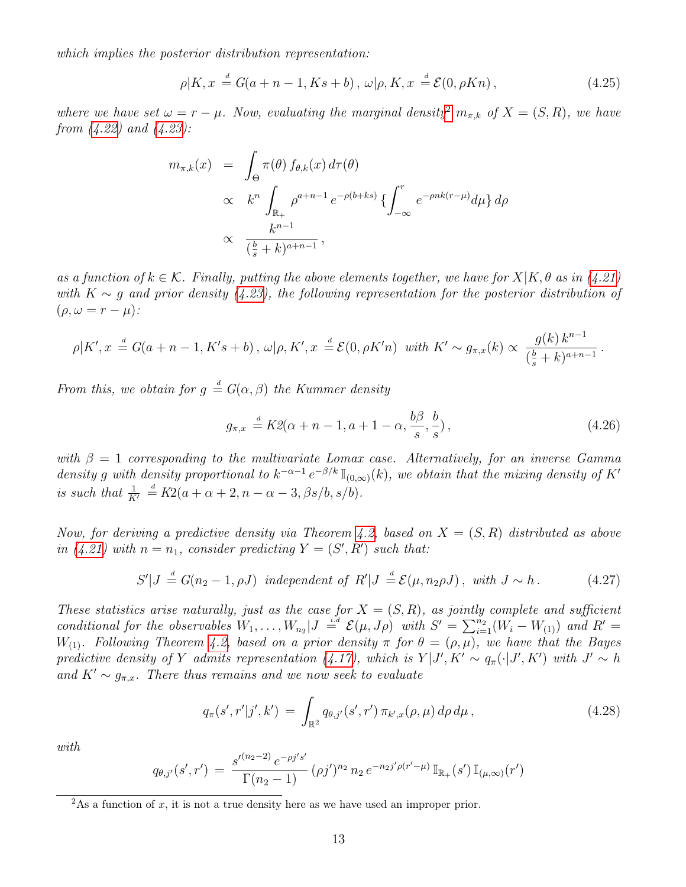*which implies the posterior distribution representation:*

$$\rho|K, x \stackrel{d}{=} G(a+n-1, Ks+b)\,,\ \omega|\rho, K, x \stackrel{d}{=} \mathcal{E}(0, \rho K n)\,, \tag{4.25}$$

*where we have set $\omega = r - \mu$. Now, evaluating the marginal density*[2] *$m_{\pi,k}$ of $X = (S, R)$, we have from (4.22) and (4.23):*

$$\begin{aligned} m_{\pi,k}(x) &= \int_\Theta \pi(\theta)\, f_{\theta,k}(x)\, d\tau(\theta) \\ &\propto k^n \int_{\mathbb{R}_+} \rho^{a+n-1}\, e^{-\rho(b+ks)} \left\{\int_{-\infty}^{r} e^{-\rho n k(r-\mu)} d\mu\right\} d\rho \\ &\propto \frac{k^{n-1}}{(\frac{b}{s}+k)^{a+n-1}}\,, \end{aligned}$$

*as a function of $k \in \mathcal{K}$. Finally, putting the above elements together, we have for $X|K,\theta$ as in (4.21) with $K \sim g$ and prior density (4.23), the following representation for the posterior distribution of $(\rho, \omega = r - \mu)$:*

$$\rho|K', x \stackrel{d}{=} G(a+n-1, K's+b)\,,\ \omega|\rho, K', x \stackrel{d}{=} \mathcal{E}(0, \rho K' n) \ \text{ with } K' \sim g_{\pi,x}(k) \propto \frac{g(k)\, k^{n-1}}{(\frac{b}{s}+k)^{a+n-1}}\,.$$

*From this, we obtain for $g \stackrel{d}{=} G(\alpha, \beta)$ the Kummer density*

$$g_{\pi,x} \stackrel{d}{=} K2(\alpha+n-1, a+1-\alpha, \frac{b\beta}{s}, \frac{b}{s})\,, \tag{4.26}$$

*with $\beta = 1$ corresponding to the multivariate Lomax case. Alternatively, for an inverse Gamma density $g$ with density proportional to $k^{-\alpha-1}\, e^{-\beta/k}\, \mathbb{I}_{(0,\infty)}(k)$, we obtain that the mixing density of $K'$ is such that $\frac{1}{K'} \stackrel{d}{=} K2(a+\alpha+2, n-\alpha-3, \beta s/b, s/b)$.*

*Now, for deriving a predictive density via Theorem 4.2 based on $X = (S, R)$ distributed as above in (4.21) with $n = n_1$, consider predicting $Y = (S', R')$ such that:*

$$S'|J \stackrel{d}{=} G(n_2 - 1, \rho J) \ \text{ independent of } R'|J \stackrel{d}{=} \mathcal{E}(\mu, n_2 \rho J)\,, \ \text{ with } J \sim h\,. \tag{4.27}$$

*These statistics arise naturally, just as the case for $X = (S, R)$, as jointly complete and sufficient conditional for the observables $W_1, \ldots, W_{n_2}|J \stackrel{i.d}{=} \mathcal{E}(\mu, J\rho)$ with $S' = \sum_{i=1}^{n_2}(W_i - W_{(1)})$ and $R' = W_{(1)}$. Following Theorem 4.2, based on a prior density $\pi$ for $\theta = (\rho, \mu)$, we have that the Bayes predictive density of $Y$ admits representation (4.17), which is $Y|J', K' \sim q_\pi(\cdot|J', K')$ with $J' \sim h$ and $K' \sim g_{\pi,x}$. There thus remains and we now seek to evaluate*

$$q_\pi(s', r'|j', k') = \int_{\mathbb{R}^2} q_{\theta,j'}(s', r')\, \pi_{k',x}(\rho, \mu)\, d\rho\, d\mu\,, \tag{4.28}$$

*with*

$$q_{\theta,j'}(s', r') = \frac{s'^{(n_2-2)}\, e^{-\rho j' s'}}{\Gamma(n_2-1)}\, (\rho j')^{n_2}\, n_2\, e^{-n_2 j' \rho(r'-\mu)}\, \mathbb{I}_{\mathbb{R}_+}(s')\, \mathbb{I}_{(\mu,\infty)}(r')$$

---

[2] As a function of $x$, it is not a true density here as we have used an improper prior.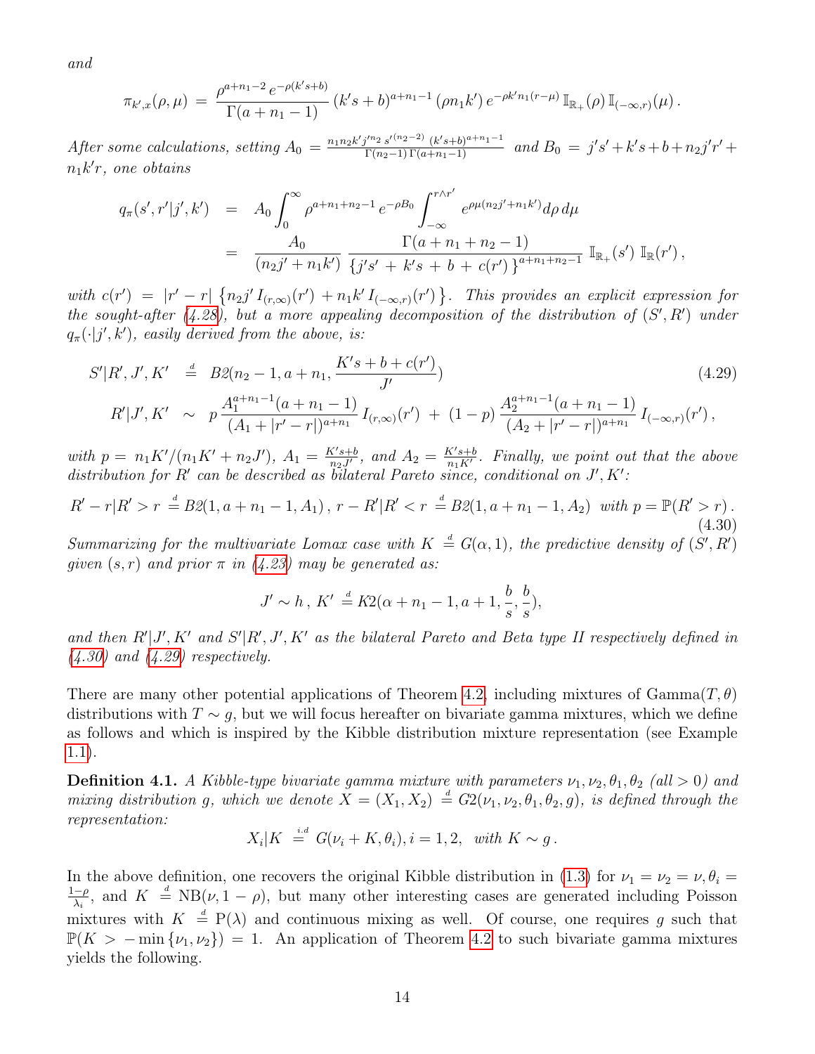*and*

$$\pi_{k',x}(\rho,\mu) \,=\, \frac{\rho^{a+n_1-2}\, e^{-\rho(k's+b)}}{\Gamma(a+n_1-1)}\,(k's+b)^{a+n_1-1}\,(\rho n_1 k')\,e^{-\rho k' n_1 (r-\mu)}\,\mathbb{I}_{\mathbb{R}_+}(\rho)\,\mathbb{I}_{(-\infty,r)}(\mu)\,.$$

*After some calculations, setting* $A_0 = \frac{n_1 n_2 k' j'^{n_2}\, s'^{(n_2-2)}\,(k's+b)^{a+n_1-1}}{\Gamma(n_2-1)\,\Gamma(a+n_1-1)}$ *and* $B_0 = j's' + k's + b + n_2 j' r' + n_1 k' r$*, one obtains*

$$\begin{aligned}
q_\pi(s',r'|j',k') &= A_0 \int_0^\infty \rho^{a+n_1+n_2-1}\, e^{-\rho B_0} \int_{-\infty}^{r\wedge r'} e^{\rho\mu(n_2 j' + n_1 k')} d\rho\, d\mu \\
&= \frac{A_0}{(n_2 j' + n_1 k')}\, \frac{\Gamma(a+n_1+n_2-1)}{\{j's' \,+\, k's \,+\, b \,+\, c(r')\,\}^{a+n_1+n_2-1}}\,\mathbb{I}_{\mathbb{R}_+}(s')\,\mathbb{I}_{\mathbb{R}}(r')\,,
\end{aligned}$$

*with* $c(r') \,=\, |r'-r|\,\left\{n_2 j'\, I_{(r,\infty)}(r') \,+ n_1 k'\, I_{(-\infty,r)}(r')\right\}$*. This provides an explicit expression for the sought-after (4.28), but a more appealing decomposition of the distribution of* $(S',R')$ *under* $q_\pi(\cdot|j',k')$*, easily derived from the above, is:*

$$\begin{aligned}
S'|R',J',K' &\stackrel{d}{=} B2(n_2-1, a+n_1, \frac{K's+b+c(r')}{J'}) \\
R'|J',K' &\sim p\,\frac{A_1^{a+n_1-1}(a+n_1-1)}{(A_1+|r'-r|)^{a+n_1}}\,I_{(r,\infty)}(r') \,+\, (1-p)\,\frac{A_2^{a+n_1-1}(a+n_1-1)}{(A_2+|r'-r|)^{a+n_1}}\,I_{(-\infty,r)}(r')\,,
\end{aligned} \tag{4.29}$$

*with* $p = n_1 K'/(n_1 K' + n_2 J')$*,* $A_1 = \frac{K's+b}{n_2 J'}$*, and* $A_2 = \frac{K's+b}{n_1 K'}$*. Finally, we point out that the above distribution for* $R'$ *can be described as bilateral Pareto since, conditional on* $J', K'$*:*

$$R'-r|R'>r \stackrel{d}{=} B2(1, a+n_1-1, A_1)\,,\; r-R'|R'<r \stackrel{d}{=} B2(1, a+n_1-1, A_2) \;\text{ with } p = \mathbb{P}(R'>r)\,. \tag{4.30}$$

*Summarizing for the multivariate Lomax case with* $K \stackrel{d}{=} G(\alpha,1)$*, the predictive density of* $(S',R')$ *given* $(s,r)$ *and prior* $\pi$ *in (4.23) may be generated as:*

$$J' \sim h\,,\; K' \stackrel{d}{=} K2(\alpha+n_1-1, a+1, \frac{b}{s}, \frac{b}{s}),$$

*and then* $R'|J',K'$ *and* $S'|R',J',K'$ *as the bilateral Pareto and Beta type II respectively defined in (4.30) and (4.29) respectively.*

There are many other potential applications of Theorem 4.2, including mixtures of Gamma$(T,\theta)$ distributions with $T \sim g$, but we will focus hereafter on bivariate gamma mixtures, which we define as follows and which is inspired by the Kibble distribution mixture representation (see Example 1.1).

**Definition 4.1.** *A Kibble-type bivariate gamma mixture with parameters* $\nu_1,\nu_2,\theta_1,\theta_2$ *(all* $>0$*) and mixing distribution* $g$*, which we denote* $X=(X_1,X_2) \stackrel{d}{=} G2(\nu_1,\nu_2,\theta_1,\theta_2,g)$*, is defined through the representation:*

$$X_i|K \stackrel{i.d}{=} G(\nu_i+K,\theta_i), i=1,2, \;\text{ with } K\sim g\,.$$

In the above definition, one recovers the original Kibble distribution in (1.3) for $\nu_1=\nu_2=\nu, \theta_i = \frac{1-\rho}{\lambda_i}$, and $K \stackrel{d}{=} \text{NB}(\nu, 1-\rho)$, but many other interesting cases are generated including Poisson mixtures with $K \stackrel{d}{=} \text{P}(\lambda)$ and continuous mixing as well. Of course, one requires $g$ such that $\mathbb{P}(K > -\min\{\nu_1,\nu_2\}) = 1$. An application of Theorem 4.2 to such bivariate gamma mixtures yields the following.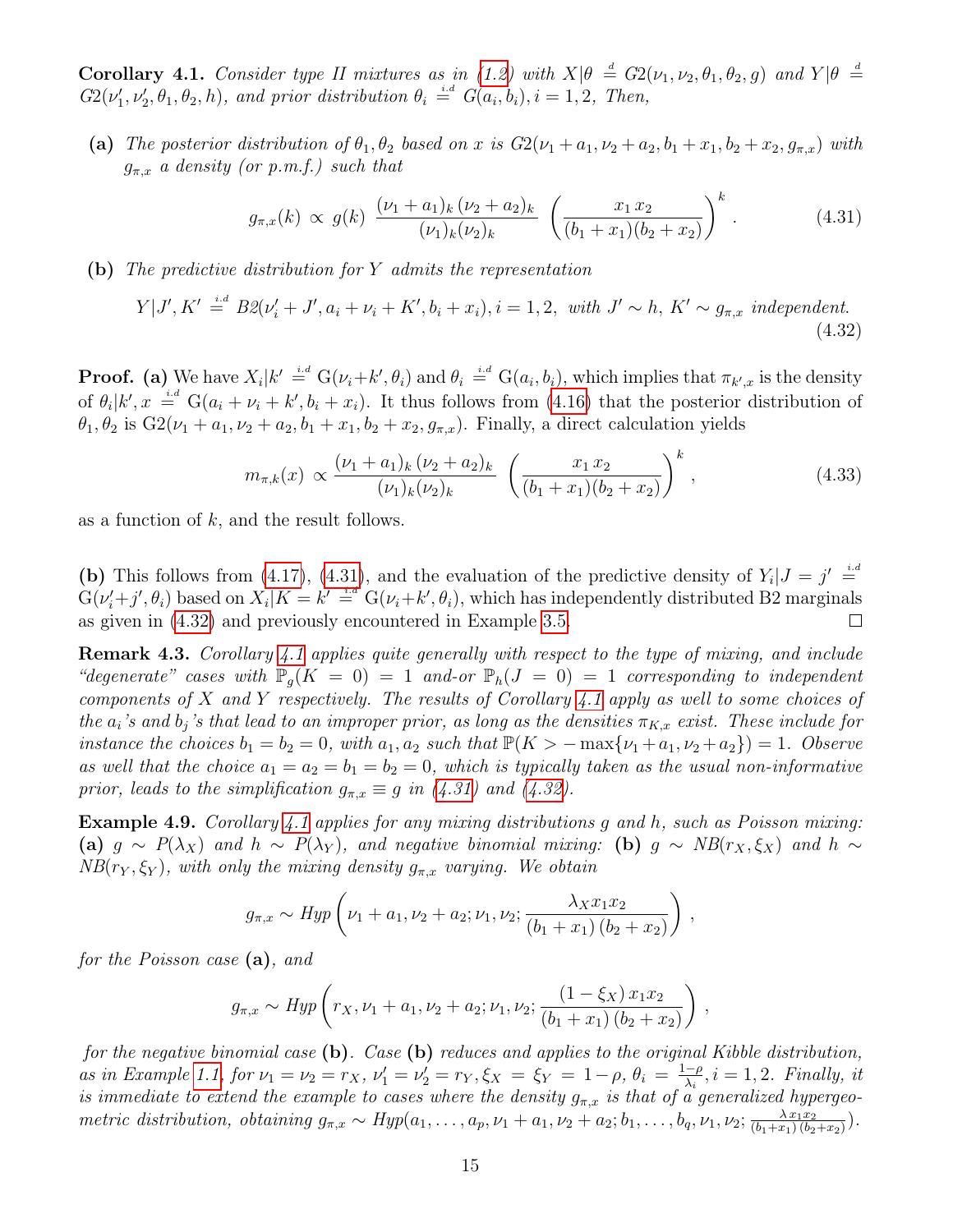**Corollary 4.1.** *Consider type II mixtures as in (1.2) with $X|\theta \stackrel{d}{=} G2(\nu_1,\nu_2,\theta_1,\theta_2,g)$ and $Y|\theta \stackrel{d}{=} G2(\nu_1',\nu_2',\theta_1,\theta_2,h)$, and prior distribution $\theta_i \stackrel{i.d}{=} G(a_i,b_i), i=1,2$. Then,*

**(a)** *The posterior distribution of $\theta_1,\theta_2$ based on $x$ is $G2(\nu_1+a_1,\nu_2+a_2,b_1+x_1,b_2+x_2,g_{\pi,x})$ with $g_{\pi,x}$ a density (or p.m.f.) such that*

$$g_{\pi,x}(k) \propto g(k)\ \frac{(\nu_1+a_1)_k\,(\nu_2+a_2)_k}{(\nu_1)_k(\nu_2)_k}\ \left(\frac{x_1\,x_2}{(b_1+x_1)(b_2+x_2)}\right)^k. \tag{4.31}$$

**(b)** *The predictive distribution for $Y$ admits the representation*

$$Y|J',K' \stackrel{i.d}{=} B2(\nu_i'+J', a_i+\nu_i+K', b_i+x_i), i=1,2, \text{ with } J'\sim h,\ K'\sim g_{\pi,x} \text{ independent.} \tag{4.32}$$

**Proof.** **(a)** We have $X_i|k' \stackrel{i.d}{=} \mathrm{G}(\nu_i+k',\theta_i)$ and $\theta_i \stackrel{i.d}{=} \mathrm{G}(a_i,b_i)$, which implies that $\pi_{k',x}$ is the density of $\theta_i|k',x \stackrel{i.d}{=} \mathrm{G}(a_i+\nu_i+k', b_i+x_i)$. It thus follows from (4.16) that the posterior distribution of $\theta_1,\theta_2$ is $\mathrm{G2}(\nu_1+a_1,\nu_2+a_2,b_1+x_1,b_2+x_2,g_{\pi,x})$. Finally, a direct calculation yields

$$m_{\pi,k}(x) \propto \frac{(\nu_1+a_1)_k\,(\nu_2+a_2)_k}{(\nu_1)_k(\nu_2)_k}\ \left(\frac{x_1\,x_2}{(b_1+x_1)(b_2+x_2)}\right)^k, \tag{4.33}$$

as a function of $k$, and the result follows.

**(b)** This follows from (4.17), (4.31), and the evaluation of the predictive density of $Y_i|J=j' \stackrel{i.d}{=} \mathrm{G}(\nu_i'+j',\theta_i)$ based on $X_i|K=k' \stackrel{i.d}{=} \mathrm{G}(\nu_i+k',\theta_i)$, which has independently distributed B2 marginals as given in (4.32) and previously encountered in Example 3.5. □

**Remark 4.3.** *Corollary 4.1 applies quite generally with respect to the type of mixing, and include "degenerate" cases with $\mathbb{P}_g(K=0)=1$ and-or $\mathbb{P}_h(J=0)=1$ corresponding to independent components of $X$ and $Y$ respectively. The results of Corollary 4.1 apply as well to some choices of the $a_i$'s and $b_j$'s that lead to an improper prior, as long as the densities $\pi_{K,x}$ exist. These include for instance the choices $b_1=b_2=0$, with $a_1,a_2$ such that $\mathbb{P}(K>-\max\{\nu_1+a_1,\nu_2+a_2\})=1$. Observe as well that the choice $a_1=a_2=b_1=b_2=0$, which is typically taken as the usual non-informative prior, leads to the simplification $g_{\pi,x}\equiv g$ in (4.31) and (4.32).*

**Example 4.9.** *Corollary 4.1 applies for any mixing distributions $g$ and $h$, such as Poisson mixing:* **(a)** *$g\sim P(\lambda_X)$ and $h\sim P(\lambda_Y)$, and negative binomial mixing:* **(b)** *$g\sim NB(r_X,\xi_X)$ and $h\sim NB(r_Y,\xi_Y)$, with only the mixing density $g_{\pi,x}$ varying. We obtain*

$$g_{\pi,x}\sim Hyp\left(\nu_1+a_1,\nu_2+a_2;\nu_1,\nu_2;\frac{\lambda_X x_1 x_2}{(b_1+x_1)\,(b_2+x_2)}\right),$$

*for the Poisson case* **(a)**, *and*

$$g_{\pi,x}\sim Hyp\left(r_X,\nu_1+a_1,\nu_2+a_2;\nu_1,\nu_2;\frac{(1-\xi_X)\,x_1 x_2}{(b_1+x_1)\,(b_2+x_2)}\right),$$

*for the negative binomial case* **(b)**. *Case* **(b)** *reduces and applies to the original Kibble distribution, as in Example 1.1, for $\nu_1=\nu_2=r_X$, $\nu_1'=\nu_2'=r_Y$, $\xi_X=\xi_Y=1-\rho$, $\theta_i=\frac{1-\rho}{\lambda_i}, i=1,2$. Finally, it is immediate to extend the example to cases where the density $g_{\pi,x}$ is that of a generalized hypergeometric distribution, obtaining $g_{\pi,x}\sim Hyp(a_1,\ldots,a_p,\nu_1+a_1,\nu_2+a_2;b_1,\ldots,b_q,\nu_1,\nu_2;\frac{\lambda\,x_1x_2}{(b_1+x_1)\,(b_2+x_2)})$.*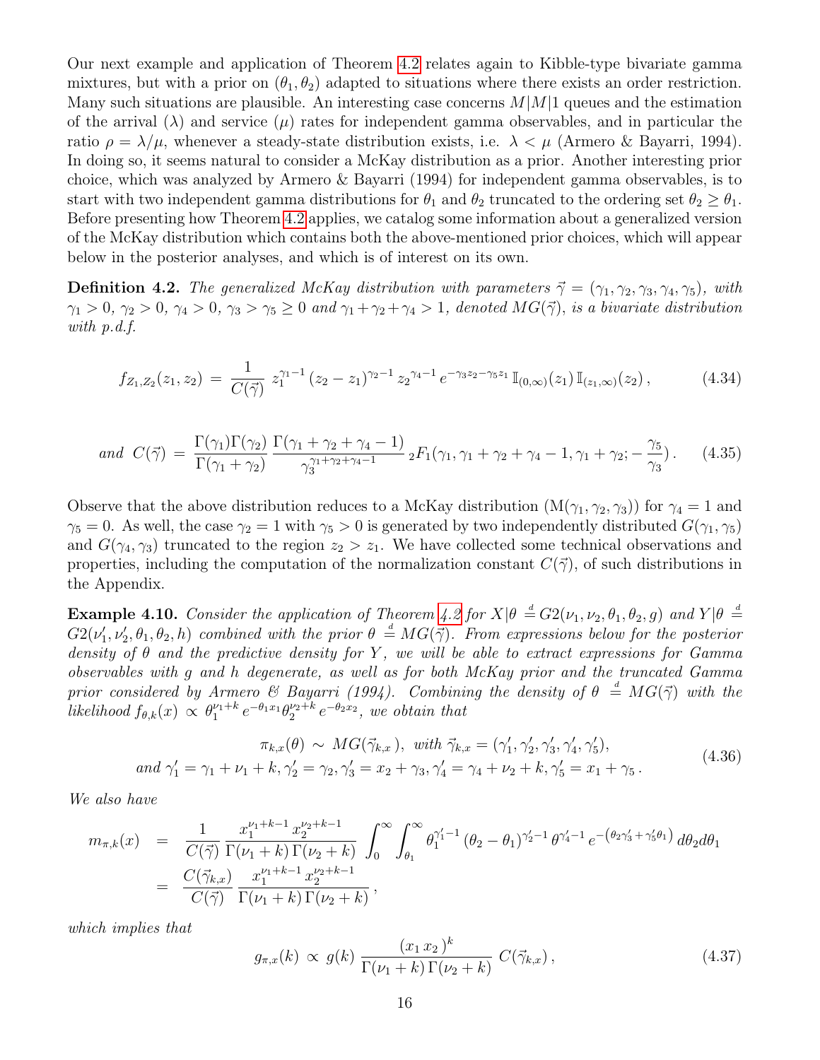Our next example and application of Theorem 4.2 relates again to Kibble-type bivariate gamma mixtures, but with a prior on $(\theta_1, \theta_2)$ adapted to situations where there exists an order restriction. Many such situations are plausible. An interesting case concerns $M|M|1$ queues and the estimation of the arrival ($\lambda$) and service ($\mu$) rates for independent gamma observables, and in particular the ratio $\rho = \lambda/\mu$, whenever a steady-state distribution exists, i.e. $\lambda < \mu$ (Armero & Bayarri, 1994). In doing so, it seems natural to consider a McKay distribution as a prior. Another interesting prior choice, which was analyzed by Armero & Bayarri (1994) for independent gamma observables, is to start with two independent gamma distributions for $\theta_1$ and $\theta_2$ truncated to the ordering set $\theta_2 \geq \theta_1$. Before presenting how Theorem 4.2 applies, we catalog some information about a generalized version of the McKay distribution which contains both the above-mentioned prior choices, which will appear below in the posterior analyses, and which is of interest on its own.

**Definition 4.2.** *The generalized McKay distribution with parameters $\vec{\gamma} = (\gamma_1, \gamma_2, \gamma_3, \gamma_4, \gamma_5)$, with $\gamma_1 > 0$, $\gamma_2 > 0$, $\gamma_4 > 0$, $\gamma_3 > \gamma_5 \geq 0$ and $\gamma_1 + \gamma_2 + \gamma_4 > 1$, denoted $MG(\vec{\gamma})$, is a bivariate distribution with p.d.f.*

$$f_{Z_1,Z_2}(z_1, z_2) = \frac{1}{C(\vec{\gamma})}\, z_1^{\gamma_1 - 1}\,(z_2 - z_1)^{\gamma_2 - 1}\, z_2^{\gamma_4 - 1}\, e^{-\gamma_3 z_2 - \gamma_5 z_1}\, \mathbb{I}_{(0,\infty)}(z_1)\, \mathbb{I}_{(z_1,\infty)}(z_2)\,, \tag{4.34}$$

$$\textit{and } C(\vec{\gamma}) = \frac{\Gamma(\gamma_1)\Gamma(\gamma_2)}{\Gamma(\gamma_1 + \gamma_2)}\, \frac{\Gamma(\gamma_1 + \gamma_2 + \gamma_4 - 1)}{\gamma_3^{\gamma_1 + \gamma_2 + \gamma_4 - 1}}\, {}_2F_1(\gamma_1, \gamma_1 + \gamma_2 + \gamma_4 - 1, \gamma_1 + \gamma_2; -\frac{\gamma_5}{\gamma_3})\,. \tag{4.35}$$

Observe that the above distribution reduces to a McKay distribution ($\mathrm{M}(\gamma_1, \gamma_2, \gamma_3)$) for $\gamma_4 = 1$ and $\gamma_5 = 0$. As well, the case $\gamma_2 = 1$ with $\gamma_5 > 0$ is generated by two independently distributed $G(\gamma_1, \gamma_5)$ and $G(\gamma_4, \gamma_3)$ truncated to the region $z_2 > z_1$. We have collected some technical observations and properties, including the computation of the normalization constant $C(\vec{\gamma})$, of such distributions in the Appendix.

**Example 4.10.** *Consider the application of Theorem 4.2 for $X|\theta \stackrel{d}{=} G2(\nu_1, \nu_2, \theta_1, \theta_2, g)$ and $Y|\theta \stackrel{d}{=} G2(\nu_1', \nu_2', \theta_1, \theta_2, h)$ combined with the prior $\theta \stackrel{d}{=} MG(\vec{\gamma})$. From expressions below for the posterior density of $\theta$ and the predictive density for $Y$, we will be able to extract expressions for Gamma observables with $g$ and $h$ degenerate, as well as for both McKay prior and the truncated Gamma prior considered by Armero & Bayarri (1994). Combining the density of $\theta \stackrel{d}{=} MG(\vec{\gamma})$ with the likelihood $f_{\theta,k}(x) \propto \theta_1^{\nu_1+k} e^{-\theta_1 x_1} \theta_2^{\nu_2+k} e^{-\theta_2 x_2}$, we obtain that*

$$\begin{aligned} &\pi_{k,x}(\theta) \sim MG(\vec{\gamma}_{k,x}),\ \textit{with } \vec{\gamma}_{k,x} = (\gamma_1', \gamma_2', \gamma_3', \gamma_4', \gamma_5'), \\ \textit{and } &\gamma_1' = \gamma_1 + \nu_1 + k, \gamma_2' = \gamma_2, \gamma_3' = x_2 + \gamma_3, \gamma_4' = \gamma_4 + \nu_2 + k, \gamma_5' = x_1 + \gamma_5\,. \end{aligned} \tag{4.36}$$

*We also have*

$$\begin{aligned} m_{\pi,k}(x) &= \frac{1}{C(\vec{\gamma})}\, \frac{x_1^{\nu_1+k-1}\, x_2^{\nu_2+k-1}}{\Gamma(\nu_1+k)\,\Gamma(\nu_2+k)} \int_0^\infty \int_{\theta_1}^\infty \theta_1^{\gamma_1'-1}\,(\theta_2 - \theta_1)^{\gamma_2'-1}\,\theta^{\gamma_4'-1}\, e^{-\left(\theta_2 \gamma_3' + \gamma_5' \theta_1\right)}\, d\theta_2 d\theta_1 \\ &= \frac{C(\vec{\gamma}_{k,x})}{C(\vec{\gamma})}\, \frac{x_1^{\nu_1+k-1}\, x_2^{\nu_2+k-1}}{\Gamma(\nu_1+k)\,\Gamma(\nu_2+k)}\,, \end{aligned}$$

*which implies that*

$$g_{\pi,x}(k) \propto g(k)\, \frac{(x_1\, x_2)^k}{\Gamma(\nu_1+k)\,\Gamma(\nu_2+k)}\, C(\vec{\gamma}_{k,x})\,, \tag{4.37}$$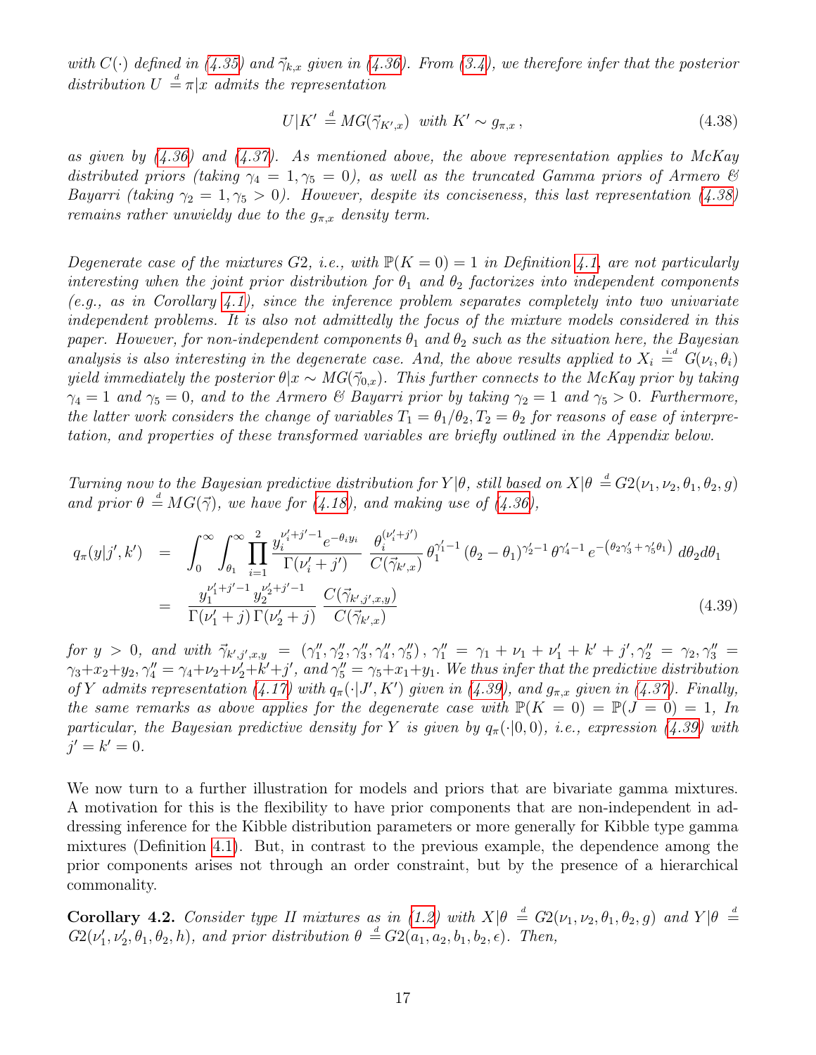*with $C(\cdot)$ defined in (4.35) and $\vec{\gamma}_{k,x}$ given in (4.36). From (3.4), we therefore infer that the posterior distribution $U \stackrel{d}{=} \pi|x$ admits the representation*

$$U|K' \stackrel{d}{=} MG(\vec{\gamma}_{K',x}) \text{ with } K' \sim g_{\pi,x}\,, \tag{4.38}$$

*as given by (4.36) and (4.37). As mentioned above, the above representation applies to McKay distributed priors (taking $\gamma_4 = 1, \gamma_5 = 0$), as well as the truncated Gamma priors of Armero & Bayarri (taking $\gamma_2 = 1, \gamma_5 > 0$). However, despite its conciseness, this last representation (4.38) remains rather unwieldy due to the $g_{\pi,x}$ density term.*

*Degenerate case of the mixtures G2, i.e., with $\mathbb{P}(K = 0) = 1$ in Definition 4.1, are not particularly interesting when the joint prior distribution for $\theta_1$ and $\theta_2$ factorizes into independent components (e.g., as in Corollary 4.1), since the inference problem separates completely into two univariate independent problems. It is also not admittedly the focus of the mixture models considered in this paper. However, for non-independent components $\theta_1$ and $\theta_2$ such as the situation here, the Bayesian analysis is also interesting in the degenerate case. And, the above results applied to $X_i \stackrel{i.d}{=} G(\nu_i, \theta_i)$ yield immediately the posterior $\theta|x \sim MG(\vec{\gamma}_{0,x})$. This further connects to the McKay prior by taking $\gamma_4 = 1$ and $\gamma_5 = 0$, and to the Armero & Bayarri prior by taking $\gamma_2 = 1$ and $\gamma_5 > 0$. Furthermore, the latter work considers the change of variables $T_1 = \theta_1/\theta_2, T_2 = \theta_2$ for reasons of ease of interpretation, and properties of these transformed variables are briefly outlined in the Appendix below.*

*Turning now to the Bayesian predictive distribution for $Y|\theta$, still based on $X|\theta \stackrel{d}{=} G2(\nu_1, \nu_2, \theta_1, \theta_2, g)$ and prior $\theta \stackrel{d}{=} MG(\vec{\gamma})$, we have for (4.18), and making use of (4.36),*

$$\begin{aligned}
q_\pi(y|j',k') &= \int_0^\infty \int_{\theta_1}^\infty \prod_{i=1}^{2} \frac{y_i^{\nu_i'+j'-1} e^{-\theta_i y_i}}{\Gamma(\nu_i'+j')} \, \frac{\theta_i^{(\nu_i'+j')}}{C(\vec{\gamma}_{k',x})} \, \theta_1^{\gamma_1'-1} \left(\theta_2 - \theta_1\right)^{\gamma_2'-1} \theta^{\gamma_4'-1} \, e^{-\left(\theta_2 \gamma_3' + \gamma_5' \theta_1\right)} \, d\theta_2 d\theta_1 \\
&= \frac{y_1^{\nu_1'+j'-1} \, y_2^{\nu_2'+j'-1}}{\Gamma(\nu_1'+j)\,\Gamma(\nu_2'+j)} \, \frac{C(\vec{\gamma}_{k',j',x,y})}{C(\vec{\gamma}_{k',x})}
\end{aligned} \tag{4.39}$$

*for $y > 0$, and with $\vec{\gamma}_{k',j',x,y} = (\gamma_1'', \gamma_2'', \gamma_3'', \gamma_4'', \gamma_5'')$, $\gamma_1'' = \gamma_1 + \nu_1 + \nu_1' + k' + j', \gamma_2'' = \gamma_2, \gamma_3'' = \gamma_3 + x_2 + y_2, \gamma_4'' = \gamma_4 + \nu_2 + \nu_2' + k' + j'$, and $\gamma_5'' = \gamma_5 + x_1 + y_1$. We thus infer that the predictive distribution of $Y$ admits representation (4.17) with $q_\pi(\cdot|J', K')$ given in (4.39), and $g_{\pi,x}$ given in (4.37). Finally, the same remarks as above applies for the degenerate case with $\mathbb{P}(K = 0) = \mathbb{P}(J = 0) = 1$, In particular, the Bayesian predictive density for $Y$ is given by $q_\pi(\cdot|0,0)$, i.e., expression (4.39) with $j' = k' = 0$.*

We now turn to a further illustration for models and priors that are bivariate gamma mixtures. A motivation for this is the flexibility to have prior components that are non-independent in addressing inference for the Kibble distribution parameters or more generally for Kibble type gamma mixtures (Definition 4.1). But, in contrast to the previous example, the dependence among the prior components arises not through an order constraint, but by the presence of a hierarchical commonality.

**Corollary 4.2.** *Consider type II mixtures as in (1.2) with $X|\theta \stackrel{d}{=} G2(\nu_1, \nu_2, \theta_1, \theta_2, g)$ and $Y|\theta \stackrel{d}{=} G2(\nu_1', \nu_2', \theta_1, \theta_2, h)$, and prior distribution $\theta \stackrel{d}{=} G2(a_1, a_2, b_1, b_2, \epsilon)$. Then,*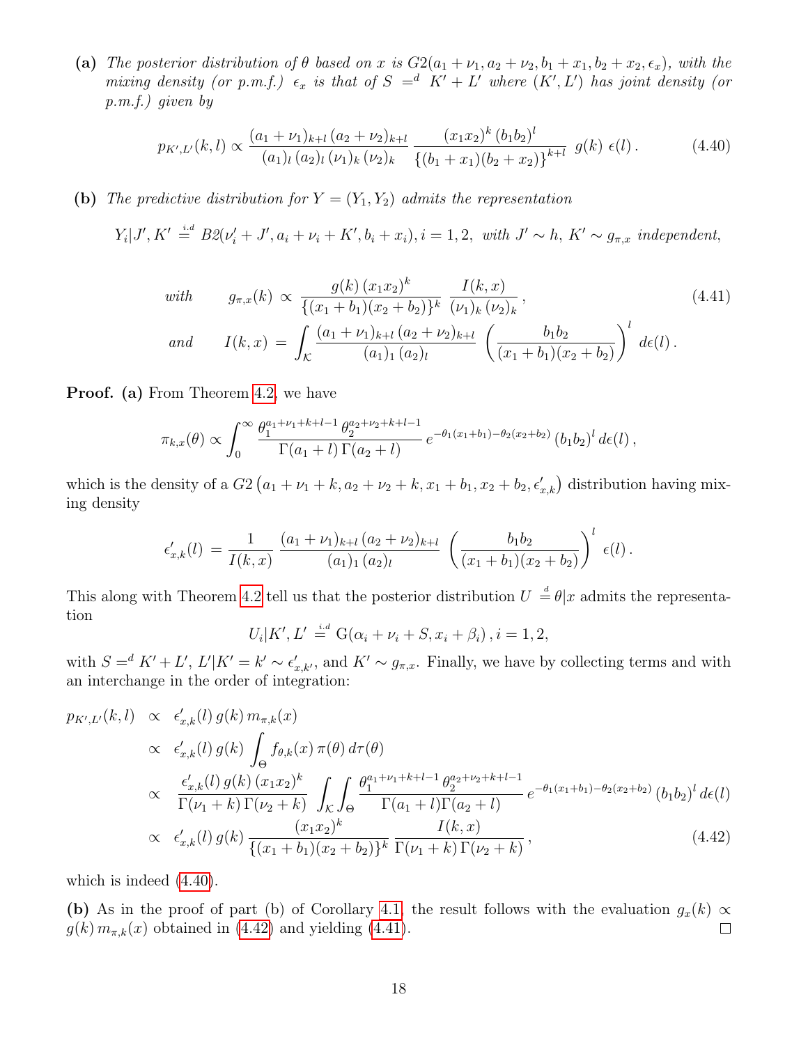**(a)** *The posterior distribution of $\theta$ based on $x$ is $G2(a_1+\nu_1, a_2+\nu_2, b_1+x_1, b_2+x_2, \epsilon_x)$, with the mixing density (or p.m.f.) $\epsilon_x$ is that of $S =^d K' + L'$ where $(K', L')$ has joint density (or p.m.f.) given by*

$$p_{K',L'}(k,l) \propto \frac{(a_1+\nu_1)_{k+l}\,(a_2+\nu_2)_{k+l}}{(a_1)_l\,(a_2)_l\,(\nu_1)_k\,(\nu_2)_k}\,\frac{(x_1x_2)^k\,(b_1b_2)^l}{\{(b_1+x_1)(b_2+x_2)\}^{k+l}}\;g(k)\;\epsilon(l)\,. \tag{4.40}$$

**(b)** *The predictive distribution for $Y=(Y_1,Y_2)$ admits the representation*

$$Y_i|J',K' \overset{i.d}{=} B2(\nu_i'+J', a_i+\nu_i+K', b_i+x_i), i=1,2, \text{ with } J'\sim h,\ K'\sim g_{\pi,x} \text{ independent},$$

$$\text{with} \qquad g_{\pi,x}(k) \,\propto\, \frac{g(k)\,(x_1x_2)^k}{\{(x_1+b_1)(x_2+b_2)\}^k}\,\frac{I(k,x)}{(\nu_1)_k\,(\nu_2)_k}\,, \tag{4.41}$$

$$\text{and} \qquad I(k,x) \,=\, \int_{\mathcal{K}} \frac{(a_1+\nu_1)_{k+l}\,(a_2+\nu_2)_{k+l}}{(a_1)_1\,(a_2)_l}\,\left(\frac{b_1b_2}{(x_1+b_1)(x_2+b_2)}\right)^l\,d\epsilon(l)\,.$$

**Proof. (a)** From Theorem 4.2, we have

$$\pi_{k,x}(\theta) \propto \int_0^\infty \frac{\theta_1^{a_1+\nu_1+k+l-1}\,\theta_2^{a_2+\nu_2+k+l-1}}{\Gamma(a_1+l)\,\Gamma(a_2+l)}\,e^{-\theta_1(x_1+b_1)-\theta_2(x_2+b_2)}\,(b_1b_2)^l\,d\epsilon(l)\,,$$

which is the density of a $G2\left(a_1+\nu_1+k, a_2+\nu_2+k, x_1+b_1, x_2+b_2, \epsilon'_{x,k}\right)$ distribution having mixing density

$$\epsilon'_{x,k}(l) \,=\, \frac{1}{I(k,x)}\,\frac{(a_1+\nu_1)_{k+l}\,(a_2+\nu_2)_{k+l}}{(a_1)_1\,(a_2)_l}\,\left(\frac{b_1b_2}{(x_1+b_1)(x_2+b_2)}\right)^l\,\epsilon(l)\,.$$

This along with Theorem 4.2 tell us that the posterior distribution $U \overset{d}{=} \theta|x$ admits the representation

$$U_i|K',L' \overset{i.d}{=} \mathrm{G}(\alpha_i+\nu_i+S, x_i+\beta_i)\,, i=1,2,$$

with $S =^d K'+L'$, $L'|K'=k' \sim \epsilon'_{x,k'}$, and $K'\sim g_{\pi,x}$. Finally, we have by collecting terms and with an interchange in the order of integration:

$$\begin{aligned}
p_{K',L'}(k,l) \;&\propto\; \epsilon'_{x,k}(l)\,g(k)\,m_{\pi,k}(x)\\
&\propto\; \epsilon'_{x,k}(l)\,g(k)\int_\Theta f_{\theta,k}(x)\,\pi(\theta)\,d\tau(\theta)\\
&\propto\; \frac{\epsilon'_{x,k}(l)\,g(k)\,(x_1x_2)^k}{\Gamma(\nu_1+k)\,\Gamma(\nu_2+k)}\int_{\mathcal{K}}\int_\Theta \frac{\theta_1^{a_1+\nu_1+k+l-1}\,\theta_2^{a_2+\nu_2+k+l-1}}{\Gamma(a_1+l)\Gamma(a_2+l)}\,e^{-\theta_1(x_1+b_1)-\theta_2(x_2+b_2)}\,(b_1b_2)^l\,d\epsilon(l)\\
&\propto\; \epsilon'_{x,k}(l)\,g(k)\,\frac{(x_1x_2)^k}{\{(x_1+b_1)(x_2+b_2)\}^k}\,\frac{I(k,x)}{\Gamma(\nu_1+k)\,\Gamma(\nu_2+k)}\,,
\end{aligned} \tag{4.42}$$

which is indeed (4.40).

**(b)** As in the proof of part (b) of Corollary 4.1, the result follows with the evaluation $g_x(k) \propto g(k)\,m_{\pi,k}(x)$ obtained in (4.42) and yielding (4.41). $\square$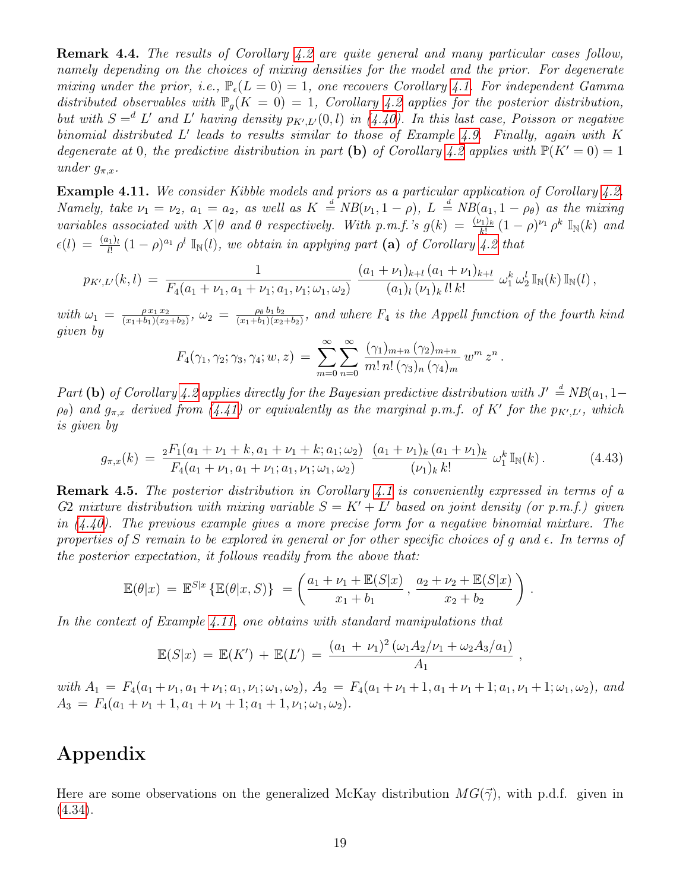**Remark 4.4.** *The results of Corollary 4.2 are quite general and many particular cases follow, namely depending on the choices of mixing densities for the model and the prior. For degenerate mixing under the prior, i.e., $\mathbb{P}_\epsilon(L=0)=1$, one recovers Corollary 4.1. For independent Gamma distributed observables with $\mathbb{P}_g(K=0)=1$, Corollary 4.2 applies for the posterior distribution, but with $S =^d L'$ and $L'$ having density $p_{K',L'}(0,l)$ in (4.40). In this last case, Poisson or negative binomial distributed $L'$ leads to results similar to those of Example 4.9. Finally, again with $K$ degenerate at 0, the predictive distribution in part* **(b)** *of Corollary 4.2 applies with $\mathbb{P}(K'=0)=1$ under $g_{\pi,x}$.*

**Example 4.11.** *We consider Kibble models and priors as a particular application of Corollary 4.2. Namely, take $\nu_1=\nu_2$, $a_1=a_2$, as well as $K \overset{d}{=} NB(\nu_1, 1-\rho)$, $L \overset{d}{=} NB(a_1, 1-\rho_\theta)$ as the mixing variables associated with $X|\theta$ and $\theta$ respectively. With p.m.f.'s $g(k)=\frac{(\nu_1)_k}{k!}(1-\rho)^{\nu_1}\rho^k\,\mathbb{I}_{\mathbb{N}}(k)$ and $\epsilon(l)=\frac{(a_1)_l}{l!}(1-\rho)^{a_1}\rho^l\,\mathbb{I}_{\mathbb{N}}(l)$, we obtain in applying part* **(a)** *of Corollary 4.2 that*

$$p_{K',L'}(k,l) \,=\, \frac{1}{F_4(a_1+\nu_1, a_1+\nu_1; a_1, \nu_1; \omega_1, \omega_2)}\;\frac{(a_1+\nu_1)_{k+l}\,(a_1+\nu_1)_{k+l}}{(a_1)_l\,(\nu_1)_k\,l!\,k!}\;\omega_1^k\,\omega_2^l\,\mathbb{I}_{\mathbb{N}}(k)\,\mathbb{I}_{\mathbb{N}}(l)\,,$$

*with $\omega_1=\frac{\rho\,x_1\,x_2}{(x_1+b_1)(x_2+b_2)}$, $\omega_2=\frac{\rho_\theta\,b_1\,b_2}{(x_1+b_1)(x_2+b_2)}$, and where $F_4$ is the Appell function of the fourth kind given by*

$$F_4(\gamma_1,\gamma_2;\gamma_3,\gamma_4;w,z) \,=\, \sum_{m=0}^{\infty}\sum_{n=0}^{\infty}\frac{(\gamma_1)_{m+n}\,(\gamma_2)_{m+n}}{m!\,n!\,(\gamma_3)_n\,(\gamma_4)_m}\,w^m\,z^n\,.$$

*Part* **(b)** *of Corollary 4.2 applies directly for the Bayesian predictive distribution with $J' \overset{d}{=} NB(a_1, 1-\rho_\theta)$ and $g_{\pi,x}$ derived from (4.41) or equivalently as the marginal p.m.f. of $K'$ for the $p_{K',L'}$, which is given by*

$$g_{\pi,x}(k) \,=\, \frac{{}_2F_1(a_1+\nu_1+k, a_1+\nu_1+k; a_1; \omega_2)}{F_4(a_1+\nu_1, a_1+\nu_1; a_1, \nu_1; \omega_1, \omega_2)}\;\frac{(a_1+\nu_1)_k\,(a_1+\nu_1)_k}{(\nu_1)_k\,k!}\;\omega_1^k\,\mathbb{I}_{\mathbb{N}}(k)\,. \tag{4.43}$$

**Remark 4.5.** *The posterior distribution in Corollary 4.1 is conveniently expressed in terms of a G2 mixture distribution with mixing variable $S=K'+L'$ based on joint density (or p.m.f.) given in (4.40). The previous example gives a more precise form for a negative binomial mixture. The properties of $S$ remain to be explored in general or for other specific choices of $g$ and $\epsilon$. In terms of the posterior expectation, it follows readily from the above that:*

$$\mathbb{E}(\theta|x) \,=\, \mathbb{E}^{S|x}\left\{\mathbb{E}(\theta|x,S)\right\} \,=\left(\frac{a_1+\nu_1+\mathbb{E}(S|x)}{x_1+b_1}\,,\,\frac{a_2+\nu_2+\mathbb{E}(S|x)}{x_2+b_2}\right).$$

*In the context of Example 4.11, one obtains with standard manipulations that*

$$\mathbb{E}(S|x) \,=\, \mathbb{E}(K') \,+\, \mathbb{E}(L') \,=\, \frac{(a_1\,+\,\nu_1)^2\,(\omega_1 A_2/\nu_1+\omega_2 A_3/a_1)}{A_1}\,,$$

*with $A_1=F_4(a_1+\nu_1, a_1+\nu_1; a_1, \nu_1; \omega_1, \omega_2)$, $A_2=F_4(a_1+\nu_1+1, a_1+\nu_1+1; a_1, \nu_1+1; \omega_1, \omega_2)$, and $A_3=F_4(a_1+\nu_1+1, a_1+\nu_1+1; a_1+1, \nu_1; \omega_1, \omega_2)$.*

# Appendix

Here are some observations on the generalized McKay distribution $MG(\vec{\gamma})$, with p.d.f. given in (4.34).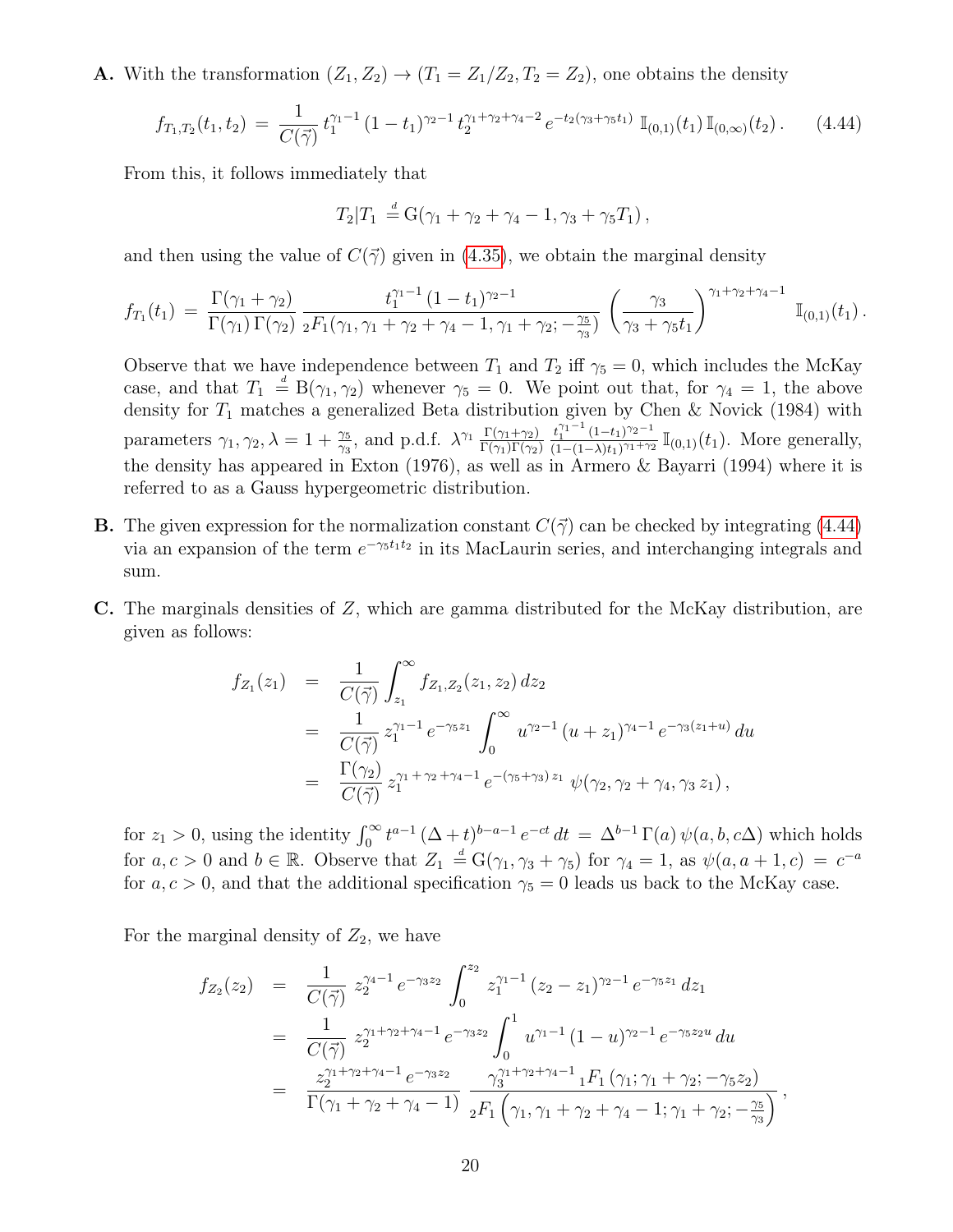**A.** With the transformation $(Z_1, Z_2) \to (T_1 = Z_1/Z_2, T_2 = Z_2)$, one obtains the density

$$f_{T_1,T_2}(t_1, t_2) \,=\, \frac{1}{C(\vec{\gamma})}\, t_1^{\gamma_1 - 1}\,(1-t_1)^{\gamma_2 - 1}\, t_2^{\gamma_1+\gamma_2+\gamma_4-2}\, e^{-t_2(\gamma_3+\gamma_5 t_1)}\; \mathbb{I}_{(0,1)}(t_1)\, \mathbb{I}_{(0,\infty)}(t_2)\,. \tag{4.44}$$

From this, it follows immediately that

$$T_2|T_1 \overset{d}{=} \mathrm{G}(\gamma_1+\gamma_2+\gamma_4-1, \gamma_3+\gamma_5 T_1)\,,$$

and then using the value of $C(\vec{\gamma})$ given in (4.35), we obtain the marginal density

$$f_{T_1}(t_1) \,=\, \frac{\Gamma(\gamma_1+\gamma_2)}{\Gamma(\gamma_1)\,\Gamma(\gamma_2)}\, \frac{t_1^{\gamma_1-1}\,(1-t_1)^{\gamma_2-1}}{{}_2F_1(\gamma_1, \gamma_1+\gamma_2+\gamma_4-1, \gamma_1+\gamma_2; -\frac{\gamma_5}{\gamma_3})}\, \left(\frac{\gamma_3}{\gamma_3+\gamma_5 t_1}\right)^{\gamma_1+\gamma_2+\gamma_4-1}\; \mathbb{I}_{(0,1)}(t_1)\,.$$

Observe that we have independence between $T_1$ and $T_2$ iff $\gamma_5 = 0$, which includes the McKay case, and that $T_1 \overset{d}{=} \mathrm{B}(\gamma_1, \gamma_2)$ whenever $\gamma_5 = 0$. We point out that, for $\gamma_4 = 1$, the above density for $T_1$ matches a generalized Beta distribution given by Chen & Novick (1984) with parameters $\gamma_1, \gamma_2, \lambda = 1 + \frac{\gamma_5}{\gamma_3}$, and p.d.f. $\lambda^{\gamma_1}\, \frac{\Gamma(\gamma_1+\gamma_2)}{\Gamma(\gamma_1)\Gamma(\gamma_2)}\, \frac{t_1^{\gamma_1-1}\,(1-t_1)^{\gamma_2-1}}{(1-(1-\lambda)t_1)^{\gamma_1+\gamma_2}}\, \mathbb{I}_{(0,1)}(t_1)$. More generally, the density has appeared in Exton (1976), as well as in Armero & Bayarri (1994) where it is referred to as a Gauss hypergeometric distribution.

**B.** The given expression for the normalization constant $C(\vec{\gamma})$ can be checked by integrating (4.44) via an expansion of the term $e^{-\gamma_5 t_1 t_2}$ in its MacLaurin series, and interchanging integrals and sum.

**C.** The marginals densities of $Z$, which are gamma distributed for the McKay distribution, are given as follows:

$$\begin{aligned}
f_{Z_1}(z_1) &= \frac{1}{C(\vec{\gamma})} \int_{z_1}^{\infty} f_{Z_1,Z_2}(z_1, z_2)\, dz_2 \\
&= \frac{1}{C(\vec{\gamma})}\, z_1^{\gamma_1-1}\, e^{-\gamma_5 z_1} \int_0^{\infty} u^{\gamma_2-1}\,(u+z_1)^{\gamma_4-1}\, e^{-\gamma_3(z_1+u)}\, du \\
&= \frac{\Gamma(\gamma_2)}{C(\vec{\gamma})}\, z_1^{\gamma_1+\gamma_2+\gamma_4-1}\, e^{-(\gamma_5+\gamma_3)\,z_1}\; \psi(\gamma_2, \gamma_2+\gamma_4, \gamma_3\, z_1)\,,
\end{aligned}$$

for $z_1 > 0$, using the identity $\int_0^{\infty} t^{a-1}\,(\Delta+t)^{b-a-1}\, e^{-ct}\, dt \,=\, \Delta^{b-1}\,\Gamma(a)\,\psi(a, b, c\Delta)$ which holds for $a, c > 0$ and $b \in \mathbb{R}$. Observe that $Z_1 \overset{d}{=} \mathrm{G}(\gamma_1, \gamma_3+\gamma_5)$ for $\gamma_4 = 1$, as $\psi(a, a+1, c) \,=\, c^{-a}$ for $a, c > 0$, and that the additional specification $\gamma_5 = 0$ leads us back to the McKay case.

For the marginal density of $Z_2$, we have

$$\begin{aligned}
f_{Z_2}(z_2) &= \frac{1}{C(\vec{\gamma})}\, z_2^{\gamma_4-1}\, e^{-\gamma_3 z_2} \int_0^{z_2} z_1^{\gamma_1-1}\,(z_2-z_1)^{\gamma_2-1}\, e^{-\gamma_5 z_1}\, dz_1 \\
&= \frac{1}{C(\vec{\gamma})}\, z_2^{\gamma_1+\gamma_2+\gamma_4-1}\, e^{-\gamma_3 z_2} \int_0^1 u^{\gamma_1-1}\,(1-u)^{\gamma_2-1}\, e^{-\gamma_5 z_2 u}\, du \\
&= \frac{z_2^{\gamma_1+\gamma_2+\gamma_4-1}\, e^{-\gamma_3 z_2}}{\Gamma(\gamma_1+\gamma_2+\gamma_4-1)}\, \frac{\gamma_3^{\gamma_1+\gamma_2+\gamma_4-1}\, {}_1F_1\left(\gamma_1; \gamma_1+\gamma_2; -\gamma_5 z_2\right)}{{}_2F_1\left(\gamma_1, \gamma_1+\gamma_2+\gamma_4-1; \gamma_1+\gamma_2; -\frac{\gamma_5}{\gamma_3}\right)}\,,
\end{aligned}$$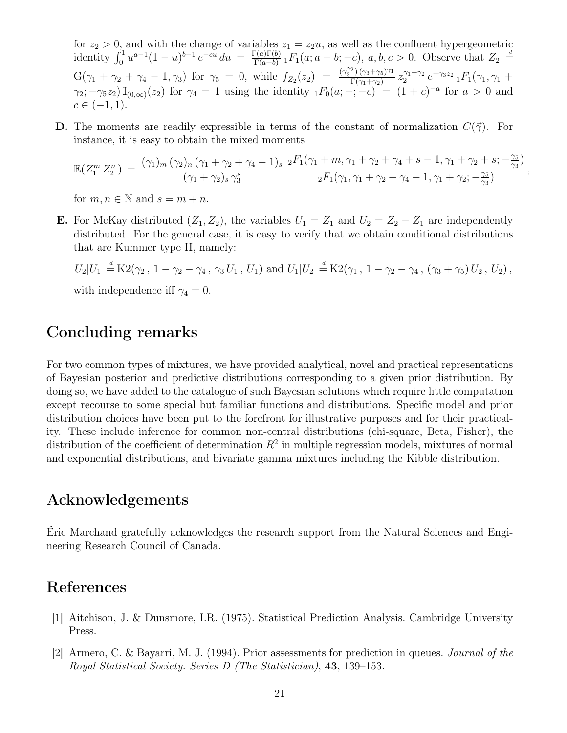for $z_2 > 0$, and with the change of variables $z_1 = z_2 u$, as well as the confluent hypergeometric identity $\int_0^1 u^{a-1}(1-u)^{b-1}\, e^{-cu}\, du \,=\, \frac{\Gamma(a)\Gamma(b)}{\Gamma(a+b)}\, {}_1F_1(a; a+b; -c)$, $a, b, c > 0$. Observe that $Z_2 \stackrel{d}{=} \mathrm{G}(\gamma_1 + \gamma_2 + \gamma_4 - 1, \gamma_3)$ for $\gamma_5 = 0$, while $f_{Z_2}(z_2) \,=\, \frac{(\gamma_3^{\gamma_2})\,(\gamma_3+\gamma_5)^{\gamma_1}}{\Gamma(\gamma_1+\gamma_2)}\, z_2^{\gamma_1+\gamma_2}\, e^{-\gamma_3 z_2}\, {}_1F_1(\gamma_1, \gamma_1 + \gamma_2; -\gamma_5 z_2)\, \mathbb{I}_{(0,\infty)}(z_2)$ for $\gamma_4 = 1$ using the identity ${}_1F_0(a; -; -c) \,=\, (1+c)^{-a}$ for $a > 0$ and $c \in (-1, 1)$.

**D.** The moments are readily expressible in terms of the constant of normalization $C(\vec{\gamma})$. For instance, it is easy to obtain the mixed moments

$$\mathbb{E}(Z_1^m\, Z_2^n) \,=\, \frac{(\gamma_1)_m\,(\gamma_2)_n\,(\gamma_1+\gamma_2+\gamma_4-1)_s}{(\gamma_1+\gamma_2)_s\,\gamma_3^s}\, \frac{{}_2F_1(\gamma_1+m, \gamma_1+\gamma_2+\gamma_4+s-1, \gamma_1+\gamma_2+s; -\frac{\gamma_5}{\gamma_3})}{{}_2F_1(\gamma_1, \gamma_1+\gamma_2+\gamma_4-1, \gamma_1+\gamma_2; -\frac{\gamma_5}{\gamma_3})}\,,$$

for $m, n \in \mathbb{N}$ and $s = m + n$.

**E.** For McKay distributed $(Z_1, Z_2)$, the variables $U_1 = Z_1$ and $U_2 = Z_2 - Z_1$ are independently distributed. For the general case, it is easy to verify that we obtain conditional distributions that are Kummer type II, namely:

$U_2|U_1 \stackrel{d}{=} \mathrm{K2}(\gamma_2\,,\, 1-\gamma_2-\gamma_4\,,\, \gamma_3\, U_1\,,\, U_1)$ and $U_1|U_2 \stackrel{d}{=} \mathrm{K2}(\gamma_1\,,\, 1-\gamma_2-\gamma_4\,,\, (\gamma_3+\gamma_5)\, U_2\,,\, U_2)\,,$

with independence iff $\gamma_4 = 0$.

# Concluding remarks

For two common types of mixtures, we have provided analytical, novel and practical representations of Bayesian posterior and predictive distributions corresponding to a given prior distribution. By doing so, we have added to the catalogue of such Bayesian solutions which require little computation except recourse to some special but familiar functions and distributions. Specific model and prior distribution choices have been put to the forefront for illustrative purposes and for their practicality. These include inference for common non-central distributions (chi-square, Beta, Fisher), the distribution of the coefficient of determination $R^2$ in multiple regression models, mixtures of normal and exponential distributions, and bivariate gamma mixtures including the Kibble distribution.

# Acknowledgements

Éric Marchand gratefully acknowledges the research support from the Natural Sciences and Engineering Research Council of Canada.

# References

[1] Aitchison, J. & Dunsmore, I.R. (1975). Statistical Prediction Analysis. Cambridge University Press.

[2] Armero, C. & Bayarri, M. J. (1994). Prior assessments for prediction in queues. *Journal of the Royal Statistical Society. Series D (The Statistician)*, **43**, 139–153.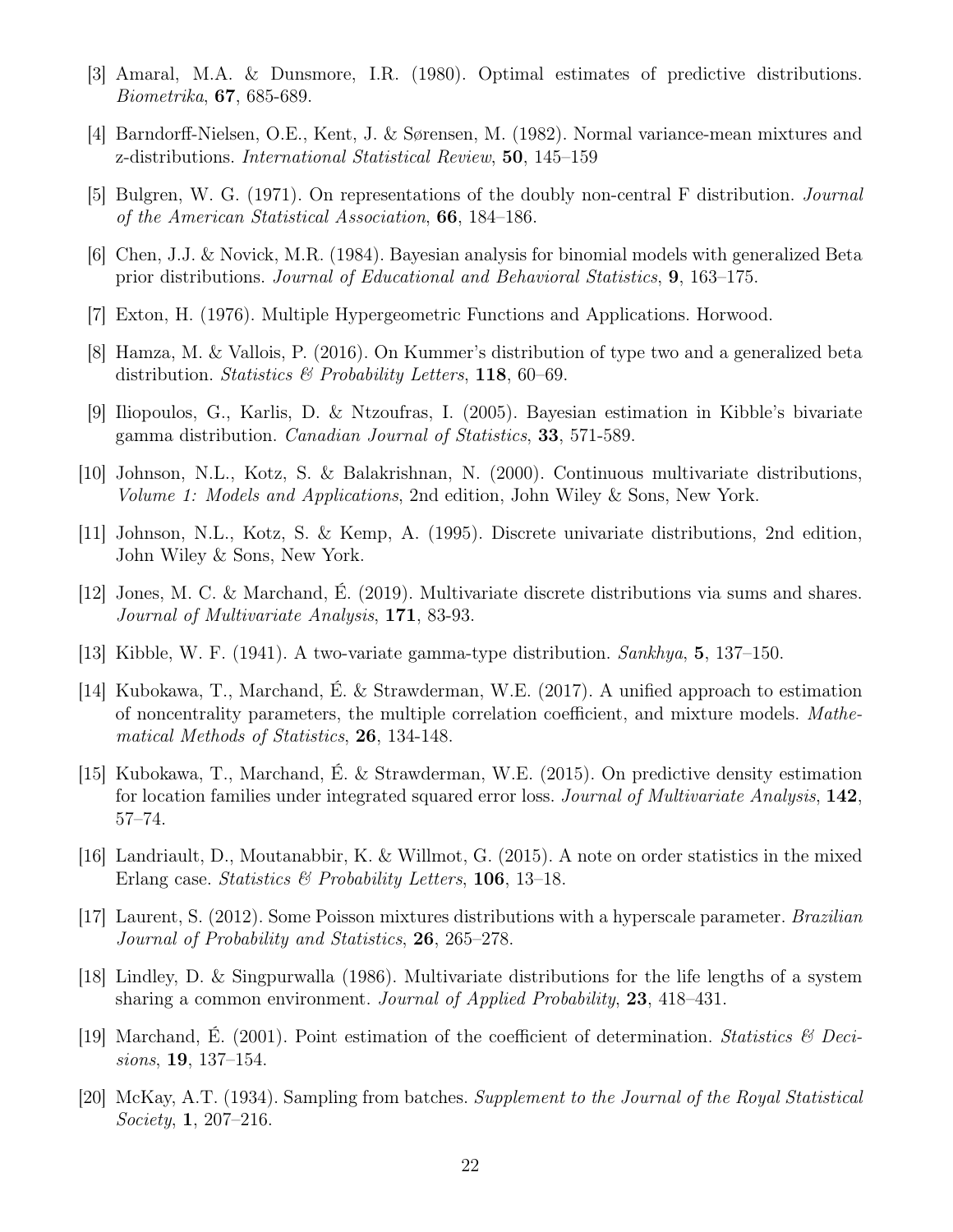[3] Amaral, M.A. & Dunsmore, I.R. (1980). Optimal estimates of predictive distributions. *Biometrika*, **67**, 685-689.

[4] Barndorff-Nielsen, O.E., Kent, J. & Sørensen, M. (1982). Normal variance-mean mixtures and z-distributions. *International Statistical Review*, **50**, 145–159

[5] Bulgren, W. G. (1971). On representations of the doubly non-central F distribution. *Journal of the American Statistical Association*, **66**, 184–186.

[6] Chen, J.J. & Novick, M.R. (1984). Bayesian analysis for binomial models with generalized Beta prior distributions. *Journal of Educational and Behavioral Statistics*, **9**, 163–175.

[7] Exton, H. (1976). Multiple Hypergeometric Functions and Applications. Horwood.

[8] Hamza, M. & Vallois, P. (2016). On Kummer's distribution of type two and a generalized beta distribution. *Statistics & Probability Letters*, **118**, 60–69.

[9] Iliopoulos, G., Karlis, D. & Ntzoufras, I. (2005). Bayesian estimation in Kibble's bivariate gamma distribution. *Canadian Journal of Statistics*, **33**, 571-589.

[10] Johnson, N.L., Kotz, S. & Balakrishnan, N. (2000). Continuous multivariate distributions, *Volume 1: Models and Applications*, 2nd edition, John Wiley & Sons, New York.

[11] Johnson, N.L., Kotz, S. & Kemp, A. (1995). Discrete univariate distributions, 2nd edition, John Wiley & Sons, New York.

[12] Jones, M. C. & Marchand, É. (2019). Multivariate discrete distributions via sums and shares. *Journal of Multivariate Analysis*, **171**, 83-93.

[13] Kibble, W. F. (1941). A two-variate gamma-type distribution. *Sankhya*, **5**, 137–150.

[14] Kubokawa, T., Marchand, É. & Strawderman, W.E. (2017). A unified approach to estimation of noncentrality parameters, the multiple correlation coefficient, and mixture models. *Mathematical Methods of Statistics*, **26**, 134-148.

[15] Kubokawa, T., Marchand, É. & Strawderman, W.E. (2015). On predictive density estimation for location families under integrated squared error loss. *Journal of Multivariate Analysis*, **142**, 57–74.

[16] Landriault, D., Moutanabbir, K. & Willmot, G. (2015). A note on order statistics in the mixed Erlang case. *Statistics & Probability Letters*, **106**, 13–18.

[17] Laurent, S. (2012). Some Poisson mixtures distributions with a hyperscale parameter. *Brazilian Journal of Probability and Statistics*, **26**, 265–278.

[18] Lindley, D. & Singpurwalla (1986). Multivariate distributions for the life lengths of a system sharing a common environment. *Journal of Applied Probability*, **23**, 418–431.

[19] Marchand, É. (2001). Point estimation of the coefficient of determination. *Statistics & Decisions*, **19**, 137–154.

[20] McKay, A.T. (1934). Sampling from batches. *Supplement to the Journal of the Royal Statistical Society*, **1**, 207–216.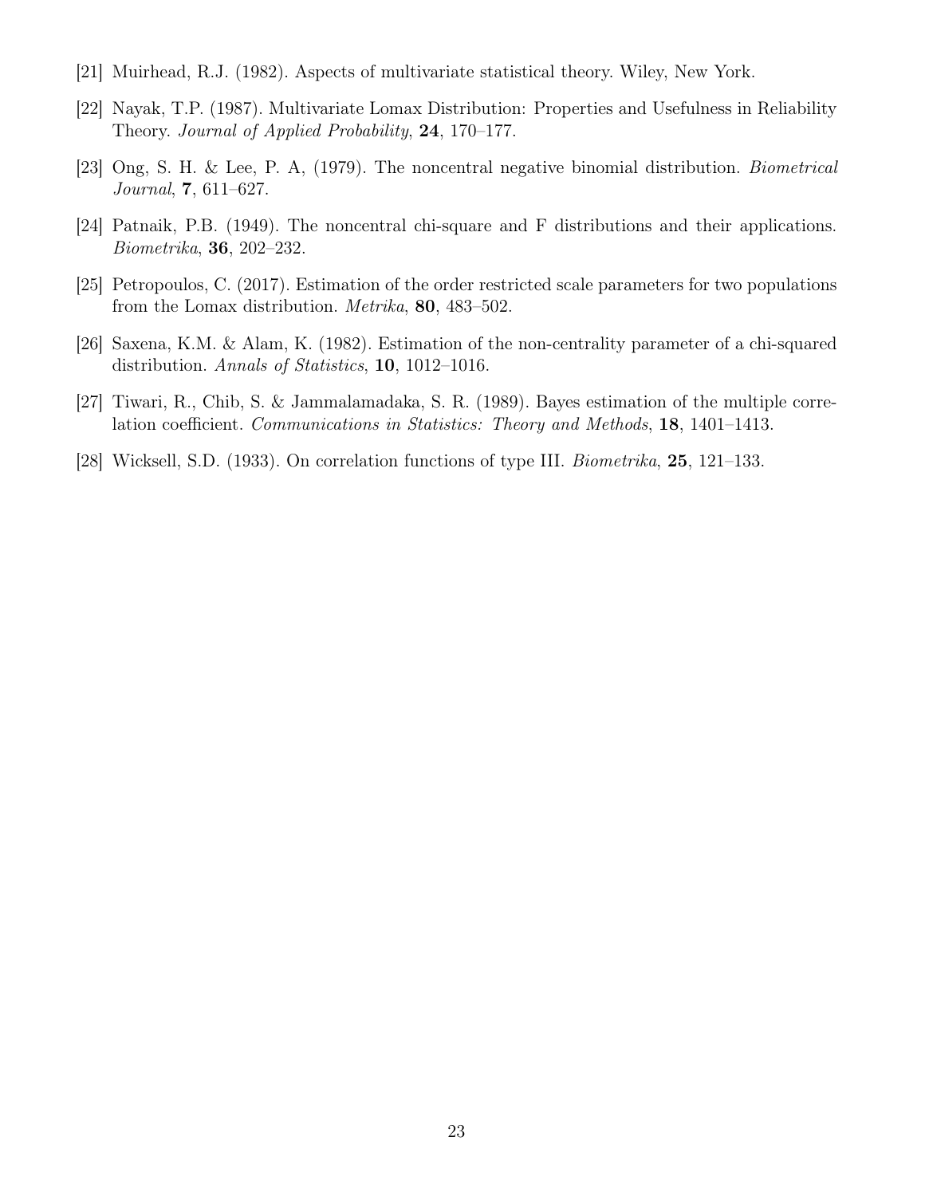[21] Muirhead, R.J. (1982). Aspects of multivariate statistical theory. Wiley, New York.

[22] Nayak, T.P. (1987). Multivariate Lomax Distribution: Properties and Usefulness in Reliability Theory. *Journal of Applied Probability*, **24**, 170–177.

[23] Ong, S. H. & Lee, P. A, (1979). The noncentral negative binomial distribution. *Biometrical Journal*, **7**, 611–627.

[24] Patnaik, P.B. (1949). The noncentral chi-square and F distributions and their applications. *Biometrika*, **36**, 202–232.

[25] Petropoulos, C. (2017). Estimation of the order restricted scale parameters for two populations from the Lomax distribution. *Metrika*, **80**, 483–502.

[26] Saxena, K.M. & Alam, K. (1982). Estimation of the non-centrality parameter of a chi-squared distribution. *Annals of Statistics*, **10**, 1012–1016.

[27] Tiwari, R., Chib, S. & Jammalamadaka, S. R. (1989). Bayes estimation of the multiple correlation coefficient. *Communications in Statistics: Theory and Methods*, **18**, 1401–1413.

[28] Wicksell, S.D. (1933). On correlation functions of type III. *Biometrika*, **25**, 121–133.